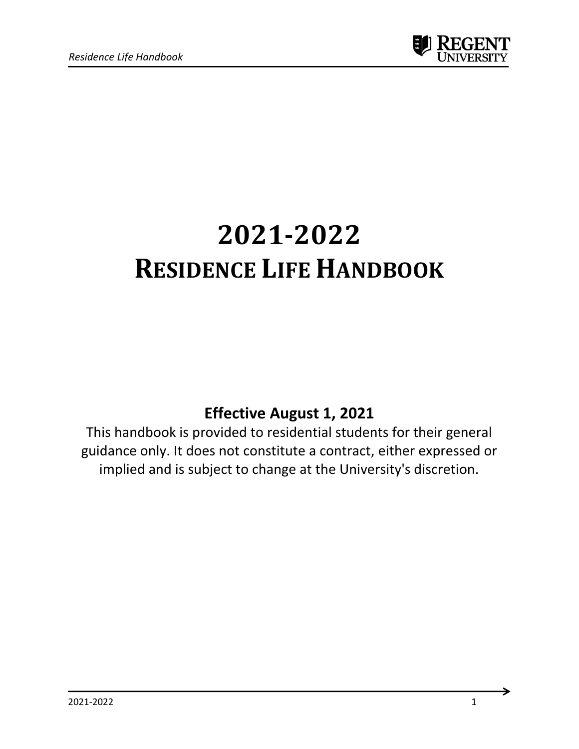# 2021-2022
# RESIDENCE LIFE HANDBOOK

**Effective August 1, 2021**

This handbook is provided to residential students for their general guidance only. It does not constitute a contract, either expressed or implied and is subject to change at the University's discretion.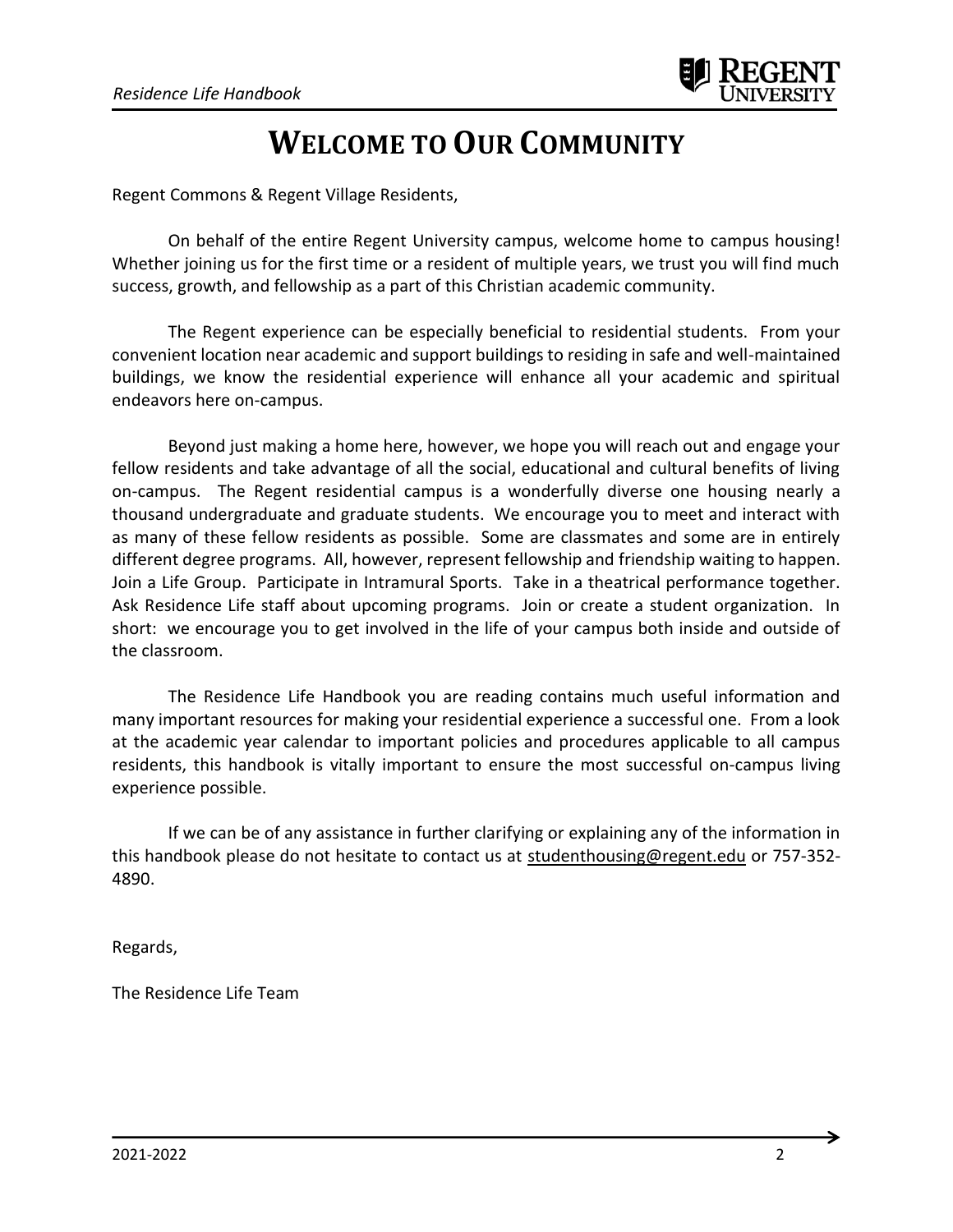# Welcome to Our Community

Regent Commons & Regent Village Residents,

On behalf of the entire Regent University campus, welcome home to campus housing! Whether joining us for the first time or a resident of multiple years, we trust you will find much success, growth, and fellowship as a part of this Christian academic community.

The Regent experience can be especially beneficial to residential students. From your convenient location near academic and support buildings to residing in safe and well-maintained buildings, we know the residential experience will enhance all your academic and spiritual endeavors here on-campus.

Beyond just making a home here, however, we hope you will reach out and engage your fellow residents and take advantage of all the social, educational and cultural benefits of living on-campus. The Regent residential campus is a wonderfully diverse one housing nearly a thousand undergraduate and graduate students. We encourage you to meet and interact with as many of these fellow residents as possible. Some are classmates and some are in entirely different degree programs. All, however, represent fellowship and friendship waiting to happen. Join a Life Group. Participate in Intramural Sports. Take in a theatrical performance together. Ask Residence Life staff about upcoming programs. Join or create a student organization. In short: we encourage you to get involved in the life of your campus both inside and outside of the classroom.

The Residence Life Handbook you are reading contains much useful information and many important resources for making your residential experience a successful one. From a look at the academic year calendar to important policies and procedures applicable to all campus residents, this handbook is vitally important to ensure the most successful on-campus living experience possible.

If we can be of any assistance in further clarifying or explaining any of the information in this handbook please do not hesitate to contact us at studenthousing@regent.edu or 757-352-4890.

Regards,

The Residence Life Team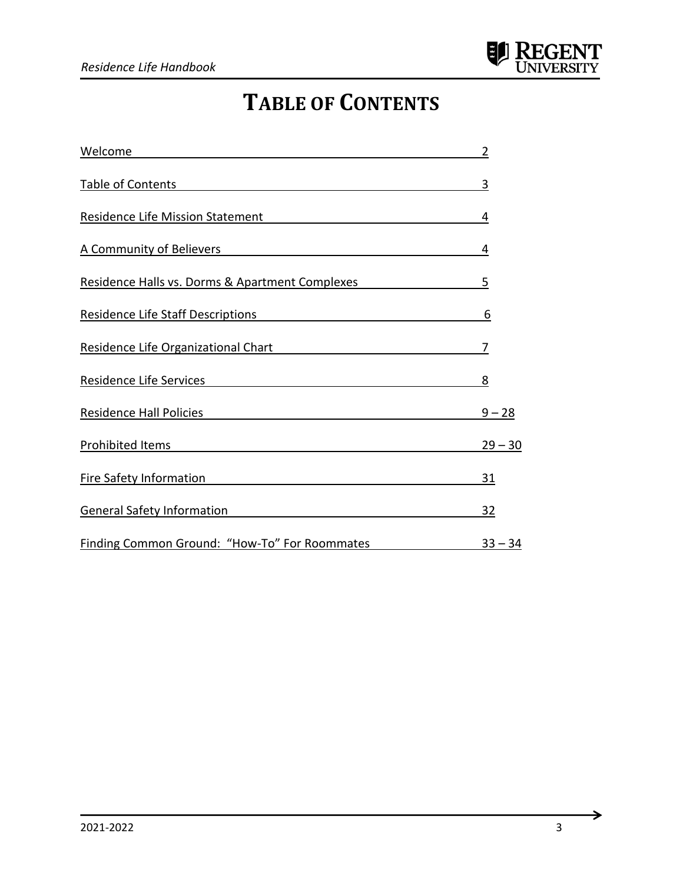# TABLE OF CONTENTS

| | |
|---|---|
| Welcome | 2 |
| Table of Contents | 3 |
| Residence Life Mission Statement | 4 |
| A Community of Believers | 4 |
| Residence Halls vs. Dorms & Apartment Complexes | 5 |
| Residence Life Staff Descriptions | 6 |
| Residence Life Organizational Chart | 7 |
| Residence Life Services | 8 |
| Residence Hall Policies | 9 – 28 |
| Prohibited Items | 29 – 30 |
| Fire Safety Information | 31 |
| General Safety Information | 32 |
| Finding Common Ground: "How-To" For Roommates | 33 – 34 |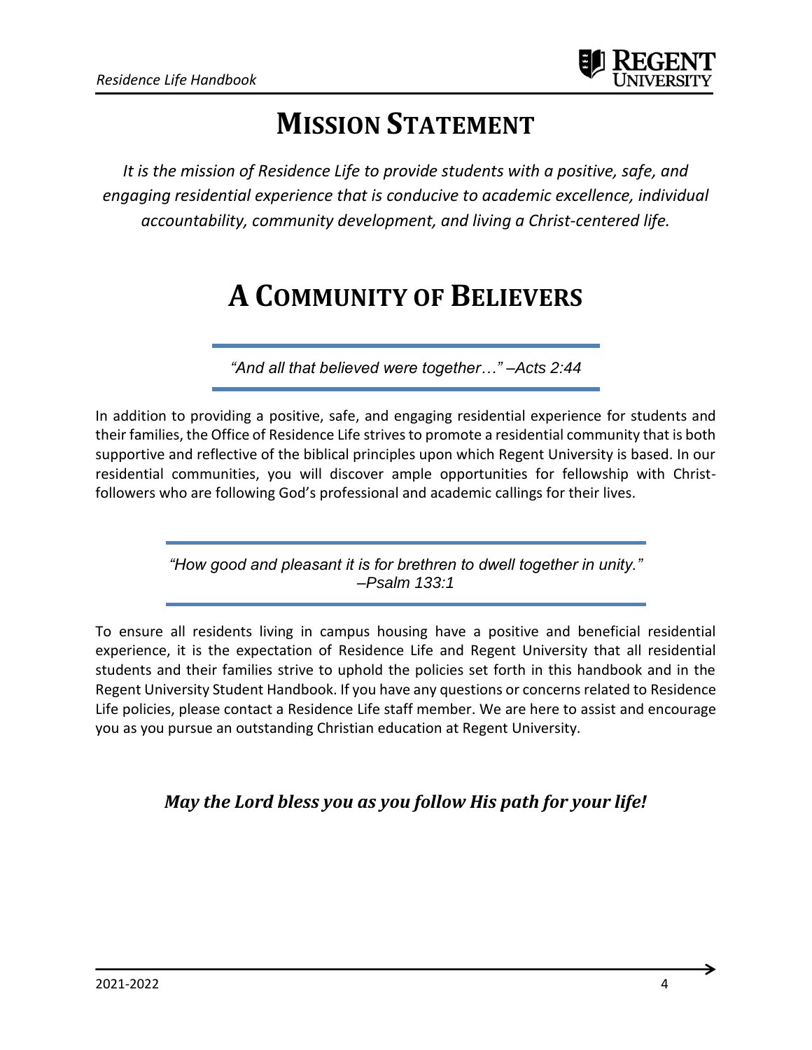# Mission Statement

*It is the mission of Residence Life to provide students with a positive, safe, and engaging residential experience that is conducive to academic excellence, individual accountability, community development, and living a Christ-centered life.*

# A Community of Believers

*"And all that believed were together…" –Acts 2:44*

In addition to providing a positive, safe, and engaging residential experience for students and their families, the Office of Residence Life strives to promote a residential community that is both supportive and reflective of the biblical principles upon which Regent University is based. In our residential communities, you will discover ample opportunities for fellowship with Christ-followers who are following God's professional and academic callings for their lives.

*"How good and pleasant it is for brethren to dwell together in unity." –Psalm 133:1*

To ensure all residents living in campus housing have a positive and beneficial residential experience, it is the expectation of Residence Life and Regent University that all residential students and their families strive to uphold the policies set forth in this handbook and in the Regent University Student Handbook. If you have any questions or concerns related to Residence Life policies, please contact a Residence Life staff member. We are here to assist and encourage you as you pursue an outstanding Christian education at Regent University.

***May the Lord bless you as you follow His path for your life!***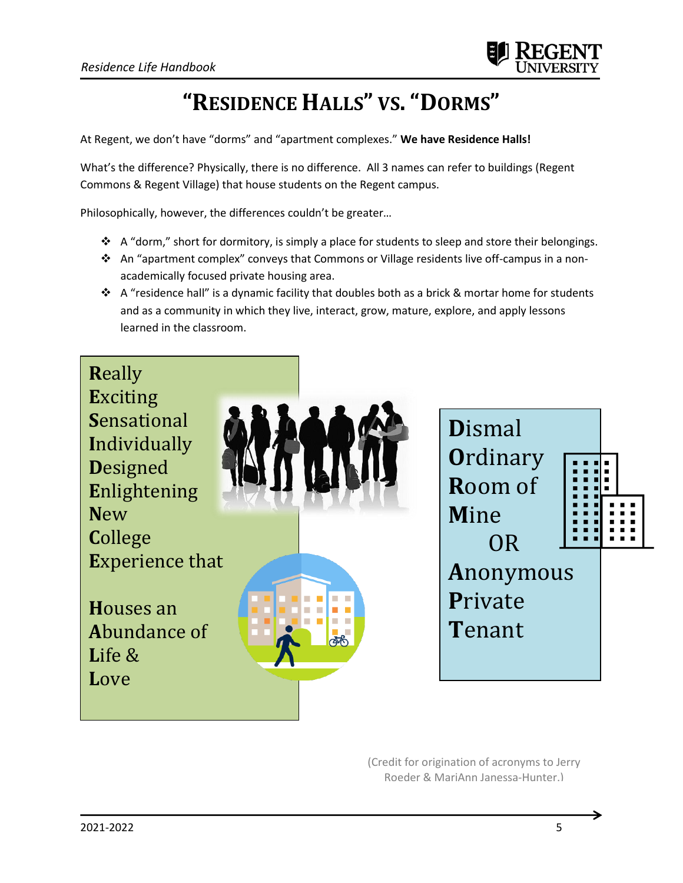# "Residence Halls" vs. "Dorms"

At Regent, we don't have "dorms" and "apartment complexes." **We have Residence Halls!**

What's the difference? Physically, there is no difference. All 3 names can refer to buildings (Regent Commons & Regent Village) that house students on the Regent campus.

Philosophically, however, the differences couldn't be greater…

- A "dorm," short for dormitory, is simply a place for students to sleep and store their belongings.
- An "apartment complex" conveys that Commons or Village residents live off-campus in a non-academically focused private housing area.
- A "residence hall" is a dynamic facility that doubles both as a brick & mortar home for students and as a community in which they live, interact, grow, mature, explore, and apply lessons learned in the classroom.

**R**eally
**E**xciting
**S**ensational
**I**ndividually
**D**esigned
**E**nlightening
**N**ew
**C**ollege
**E**xperience that

**H**ouses an
**A**bundance of
**L**ife &
**L**ove

**D**ismal
**O**rdinary
**R**oom of
**M**ine
OR
**A**nonymous
**P**rivate
**T**enant

(Credit for origination of acronyms to Jerry Roeder & MariAnn Janessa-Hunter.)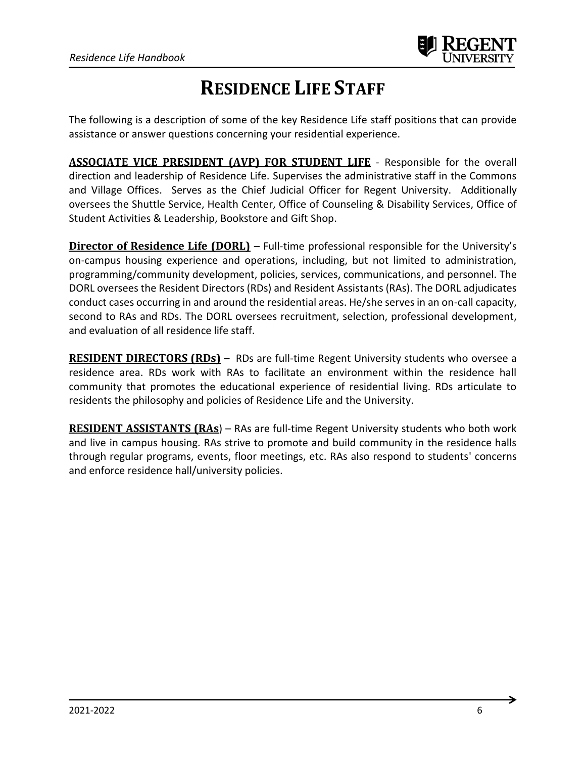# RESIDENCE LIFE STAFF

The following is a description of some of the key Residence Life staff positions that can provide assistance or answer questions concerning your residential experience.

**ASSOCIATE VICE PRESIDENT (AVP) FOR STUDENT LIFE** - Responsible for the overall direction and leadership of Residence Life. Supervises the administrative staff in the Commons and Village Offices. Serves as the Chief Judicial Officer for Regent University. Additionally oversees the Shuttle Service, Health Center, Office of Counseling & Disability Services, Office of Student Activities & Leadership, Bookstore and Gift Shop.

**Director of Residence Life (DORL)** – Full-time professional responsible for the University's on-campus housing experience and operations, including, but not limited to administration, programming/community development, policies, services, communications, and personnel. The DORL oversees the Resident Directors (RDs) and Resident Assistants (RAs). The DORL adjudicates conduct cases occurring in and around the residential areas. He/she serves in an on-call capacity, second to RAs and RDs. The DORL oversees recruitment, selection, professional development, and evaluation of all residence life staff.

**RESIDENT DIRECTORS (RDs)** – RDs are full-time Regent University students who oversee a residence area. RDs work with RAs to facilitate an environment within the residence hall community that promotes the educational experience of residential living. RDs articulate to residents the philosophy and policies of Residence Life and the University.

**RESIDENT ASSISTANTS (RAs**) – RAs are full-time Regent University students who both work and live in campus housing. RAs strive to promote and build community in the residence halls through regular programs, events, floor meetings, etc. RAs also respond to students' concerns and enforce residence hall/university policies.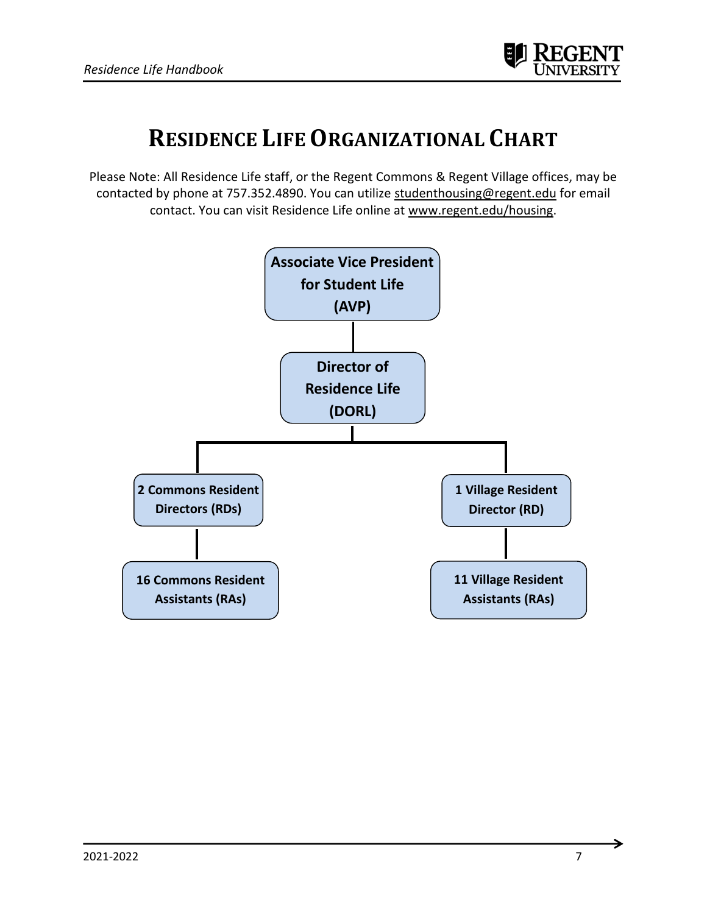# RESIDENCE LIFE ORGANIZATIONAL CHART

Please Note: All Residence Life staff, or the Regent Commons & Regent Village offices, may be contacted by phone at 757.352.4890. You can utilize studenthousing@regent.edu for email contact. You can visit Residence Life online at www.regent.edu/housing.

- **Associate Vice President for Student Life (AVP)**
  - **Director of Residence Life (DORL)**
    - **2 Commons Resident Directors (RDs)**
      - **16 Commons Resident Assistants (RAs)**
    - **1 Village Resident Director (RD)**
      - **11 Village Resident Assistants (RAs)**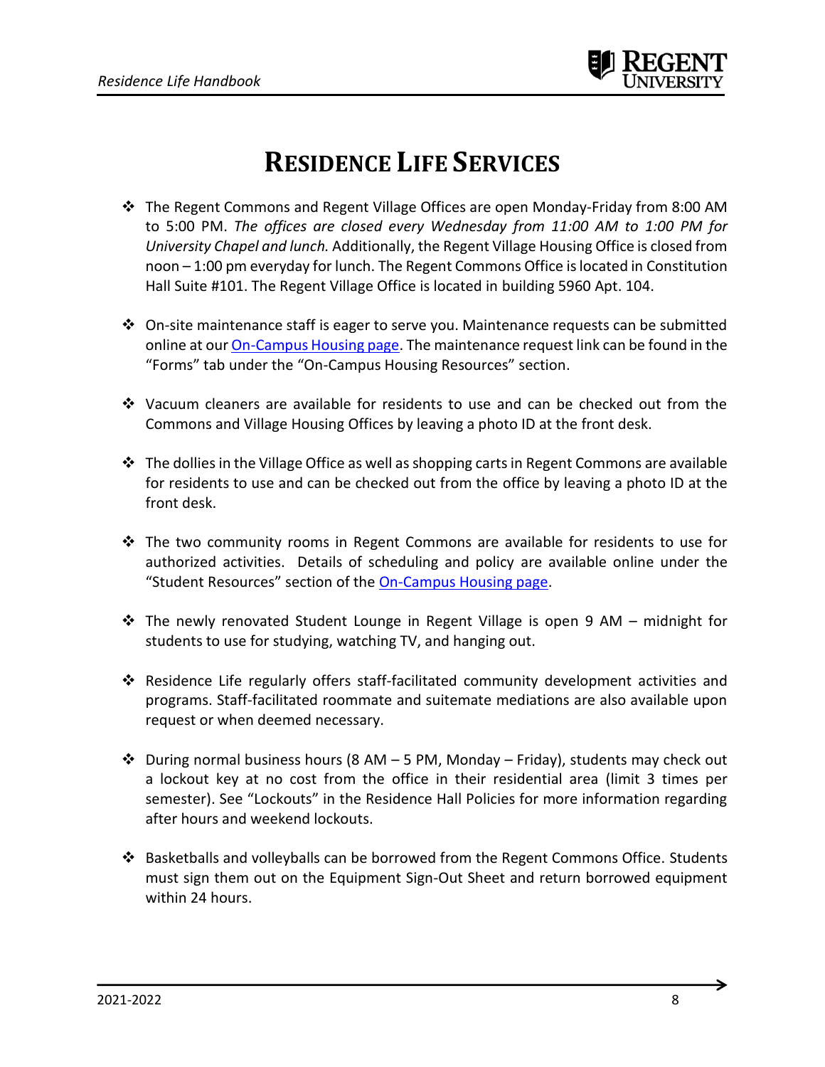# RESIDENCE LIFE SERVICES

- The Regent Commons and Regent Village Offices are open Monday-Friday from 8:00 AM to 5:00 PM. *The offices are closed every Wednesday from 11:00 AM to 1:00 PM for University Chapel and lunch.* Additionally, the Regent Village Housing Office is closed from noon – 1:00 pm everyday for lunch. The Regent Commons Office is located in Constitution Hall Suite #101. The Regent Village Office is located in building 5960 Apt. 104.

- On-site maintenance staff is eager to serve you. Maintenance requests can be submitted online at our On-Campus Housing page. The maintenance request link can be found in the "Forms" tab under the "On-Campus Housing Resources" section.

- Vacuum cleaners are available for residents to use and can be checked out from the Commons and Village Housing Offices by leaving a photo ID at the front desk.

- The dollies in the Village Office as well as shopping carts in Regent Commons are available for residents to use and can be checked out from the office by leaving a photo ID at the front desk.

- The two community rooms in Regent Commons are available for residents to use for authorized activities. Details of scheduling and policy are available online under the "Student Resources" section of the On-Campus Housing page.

- The newly renovated Student Lounge in Regent Village is open 9 AM – midnight for students to use for studying, watching TV, and hanging out.

- Residence Life regularly offers staff-facilitated community development activities and programs. Staff-facilitated roommate and suitemate mediations are also available upon request or when deemed necessary.

- During normal business hours (8 AM – 5 PM, Monday – Friday), students may check out a lockout key at no cost from the office in their residential area (limit 3 times per semester). See "Lockouts" in the Residence Hall Policies for more information regarding after hours and weekend lockouts.

- Basketballs and volleyballs can be borrowed from the Regent Commons Office. Students must sign them out on the Equipment Sign-Out Sheet and return borrowed equipment within 24 hours.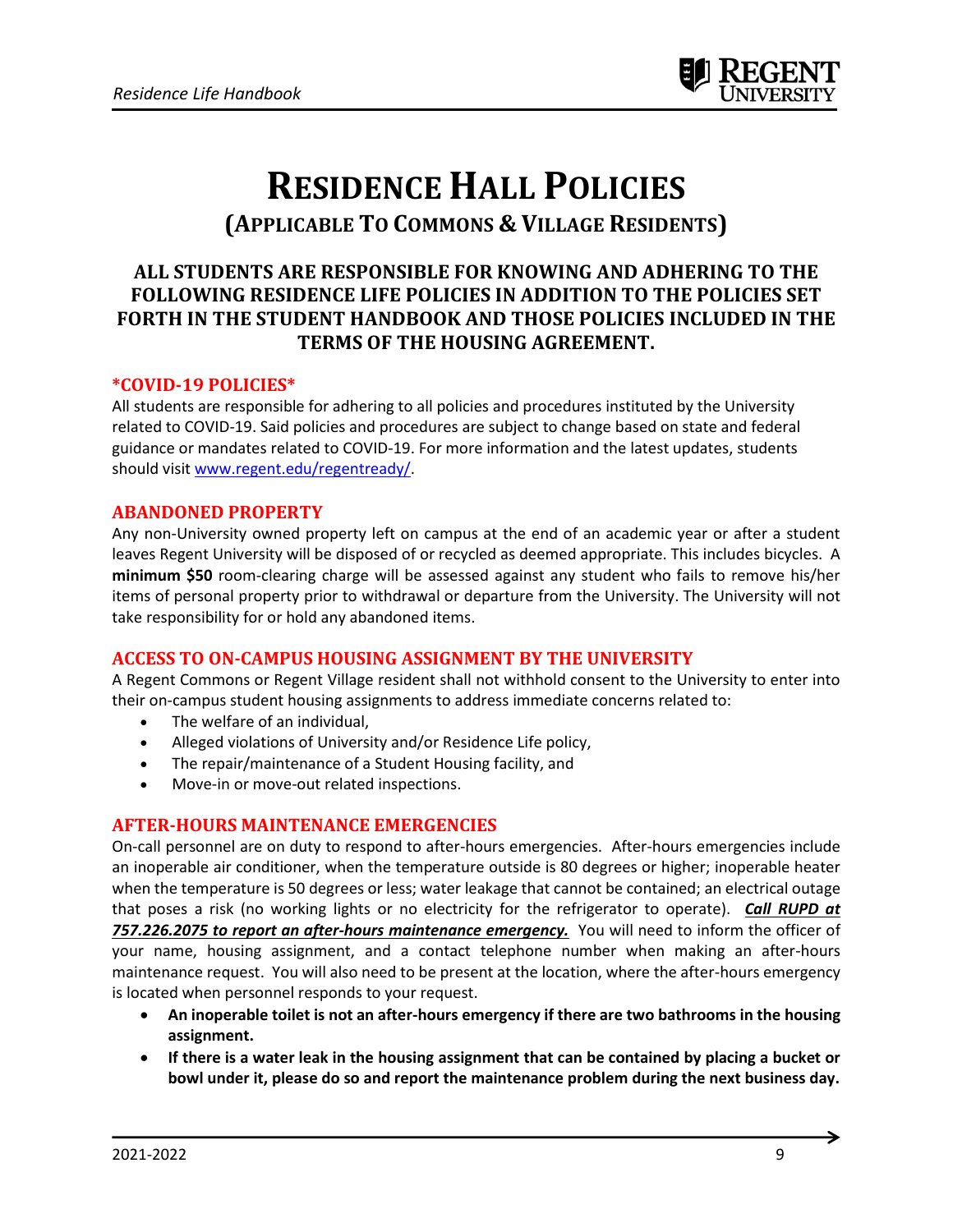# RESIDENCE HALL POLICIES

## (APPLICABLE TO COMMONS & VILLAGE RESIDENTS)

### ALL STUDENTS ARE RESPONSIBLE FOR KNOWING AND ADHERING TO THE FOLLOWING RESIDENCE LIFE POLICIES IN ADDITION TO THE POLICIES SET FORTH IN THE STUDENT HANDBOOK AND THOSE POLICIES INCLUDED IN THE TERMS OF THE HOUSING AGREEMENT.

#### *COVID-19 POLICIES*

All students are responsible for adhering to all policies and procedures instituted by the University related to COVID-19. Said policies and procedures are subject to change based on state and federal guidance or mandates related to COVID-19. For more information and the latest updates, students should visit www.regent.edu/regentready/.

#### ABANDONED PROPERTY

Any non-University owned property left on campus at the end of an academic year or after a student leaves Regent University will be disposed of or recycled as deemed appropriate. This includes bicycles. A **minimum $50** room-clearing charge will be assessed against any student who fails to remove his/her items of personal property prior to withdrawal or departure from the University. The University will not take responsibility for or hold any abandoned items.

#### ACCESS TO ON-CAMPUS HOUSING ASSIGNMENT BY THE UNIVERSITY

A Regent Commons or Regent Village resident shall not withhold consent to the University to enter into their on-campus student housing assignments to address immediate concerns related to:

- The welfare of an individual,
- Alleged violations of University and/or Residence Life policy,
- The repair/maintenance of a Student Housing facility, and
- Move-in or move-out related inspections.

#### AFTER-HOURS MAINTENANCE EMERGENCIES

On-call personnel are on duty to respond to after-hours emergencies. After-hours emergencies include an inoperable air conditioner, when the temperature outside is 80 degrees or higher; inoperable heater when the temperature is 50 degrees or less; water leakage that cannot be contained; an electrical outage that poses a risk (no working lights or no electricity for the refrigerator to operate). ***Call RUPD at 757.226.2075 to report an after-hours maintenance emergency.*** You will need to inform the officer of your name, housing assignment, and a contact telephone number when making an after-hours maintenance request. You will also need to be present at the location, where the after-hours emergency is located when personnel responds to your request.

- **An inoperable toilet is not an after-hours emergency if there are two bathrooms in the housing assignment.**
- **If there is a water leak in the housing assignment that can be contained by placing a bucket or bowl under it, please do so and report the maintenance problem during the next business day.**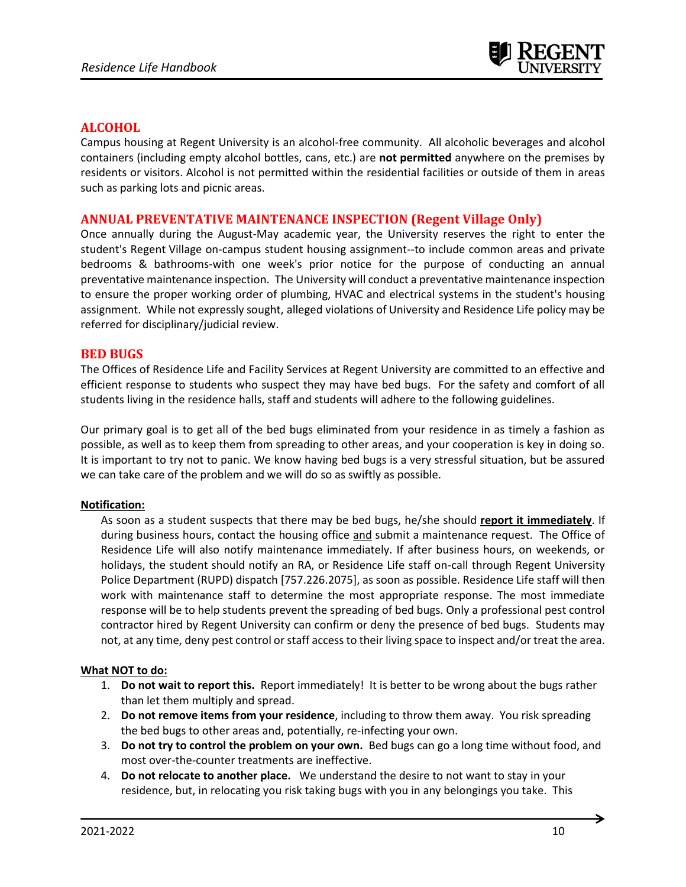## ALCOHOL

Campus housing at Regent University is an alcohol-free community. All alcoholic beverages and alcohol containers (including empty alcohol bottles, cans, etc.) are **not permitted** anywhere on the premises by residents or visitors. Alcohol is not permitted within the residential facilities or outside of them in areas such as parking lots and picnic areas.

## ANNUAL PREVENTATIVE MAINTENANCE INSPECTION (Regent Village Only)

Once annually during the August-May academic year, the University reserves the right to enter the student's Regent Village on-campus student housing assignment--to include common areas and private bedrooms & bathrooms-with one week's prior notice for the purpose of conducting an annual preventative maintenance inspection. The University will conduct a preventative maintenance inspection to ensure the proper working order of plumbing, HVAC and electrical systems in the student's housing assignment. While not expressly sought, alleged violations of University and Residence Life policy may be referred for disciplinary/judicial review.

## BED BUGS

The Offices of Residence Life and Facility Services at Regent University are committed to an effective and efficient response to students who suspect they may have bed bugs. For the safety and comfort of all students living in the residence halls, staff and students will adhere to the following guidelines.

Our primary goal is to get all of the bed bugs eliminated from your residence in as timely a fashion as possible, as well as to keep them from spreading to other areas, and your cooperation is key in doing so. It is important to try not to panic. We know having bed bugs is a very stressful situation, but be assured we can take care of the problem and we will do so as swiftly as possible.

**Notification:**

As soon as a student suspects that there may be bed bugs, he/she should **report it immediately**. If during business hours, contact the housing office and submit a maintenance request. The Office of Residence Life will also notify maintenance immediately. If after business hours, on weekends, or holidays, the student should notify an RA, or Residence Life staff on-call through Regent University Police Department (RUPD) dispatch [757.226.2075], as soon as possible. Residence Life staff will then work with maintenance staff to determine the most appropriate response. The most immediate response will be to help students prevent the spreading of bed bugs. Only a professional pest control contractor hired by Regent University can confirm or deny the presence of bed bugs. Students may not, at any time, deny pest control or staff access to their living space to inspect and/or treat the area.

**What NOT to do:**

1. **Do not wait to report this.** Report immediately! It is better to be wrong about the bugs rather than let them multiply and spread.
2. **Do not remove items from your residence**, including to throw them away. You risk spreading the bed bugs to other areas and, potentially, re-infecting your own.
3. **Do not try to control the problem on your own.** Bed bugs can go a long time without food, and most over-the-counter treatments are ineffective.
4. **Do not relocate to another place.** We understand the desire to not want to stay in your residence, but, in relocating you risk taking bugs with you in any belongings you take. This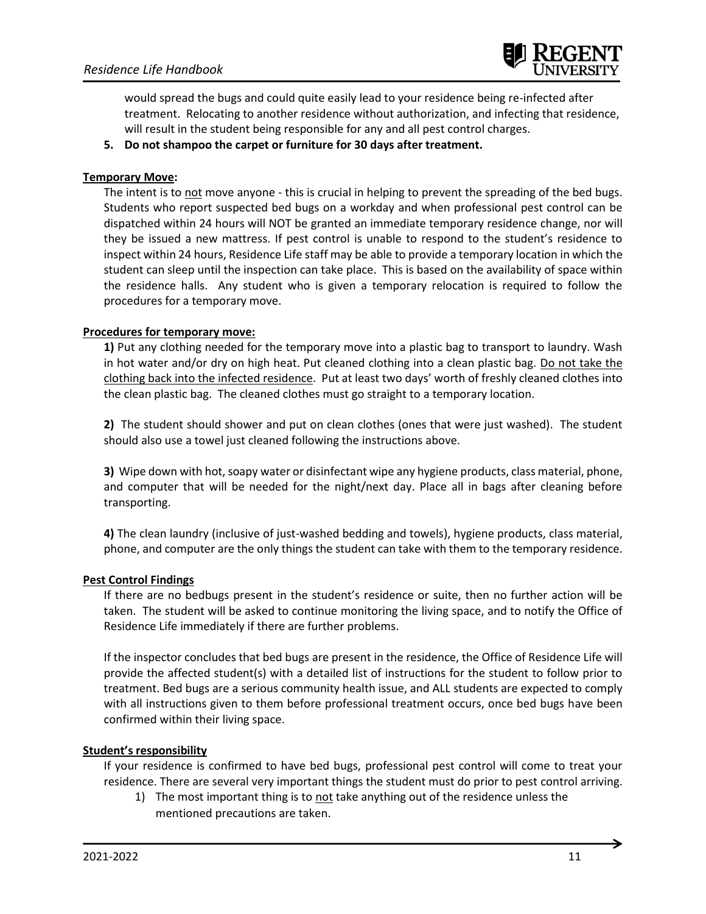would spread the bugs and could quite easily lead to your residence being re-infected after treatment. Relocating to another residence without authorization, and infecting that residence, will result in the student being responsible for any and all pest control charges.

5. **Do not shampoo the carpet or furniture for 30 days after treatment.**

**Temporary Move:**

The intent is to not move anyone - this is crucial in helping to prevent the spreading of the bed bugs. Students who report suspected bed bugs on a workday and when professional pest control can be dispatched within 24 hours will NOT be granted an immediate temporary residence change, nor will they be issued a new mattress. If pest control is unable to respond to the student's residence to inspect within 24 hours, Residence Life staff may be able to provide a temporary location in which the student can sleep until the inspection can take place. This is based on the availability of space within the residence halls. Any student who is given a temporary relocation is required to follow the procedures for a temporary move.

**Procedures for temporary move:**

**1)** Put any clothing needed for the temporary move into a plastic bag to transport to laundry. Wash in hot water and/or dry on high heat. Put cleaned clothing into a clean plastic bag. Do not take the clothing back into the infected residence. Put at least two days' worth of freshly cleaned clothes into the clean plastic bag. The cleaned clothes must go straight to a temporary location.

**2)** The student should shower and put on clean clothes (ones that were just washed). The student should also use a towel just cleaned following the instructions above.

**3)** Wipe down with hot, soapy water or disinfectant wipe any hygiene products, class material, phone, and computer that will be needed for the night/next day. Place all in bags after cleaning before transporting.

**4)** The clean laundry (inclusive of just-washed bedding and towels), hygiene products, class material, phone, and computer are the only things the student can take with them to the temporary residence.

**Pest Control Findings**

If there are no bedbugs present in the student's residence or suite, then no further action will be taken. The student will be asked to continue monitoring the living space, and to notify the Office of Residence Life immediately if there are further problems.

If the inspector concludes that bed bugs are present in the residence, the Office of Residence Life will provide the affected student(s) with a detailed list of instructions for the student to follow prior to treatment. Bed bugs are a serious community health issue, and ALL students are expected to comply with all instructions given to them before professional treatment occurs, once bed bugs have been confirmed within their living space.

**Student's responsibility**

If your residence is confirmed to have bed bugs, professional pest control will come to treat your residence. There are several very important things the student must do prior to pest control arriving.

1) The most important thing is to not take anything out of the residence unless the mentioned precautions are taken.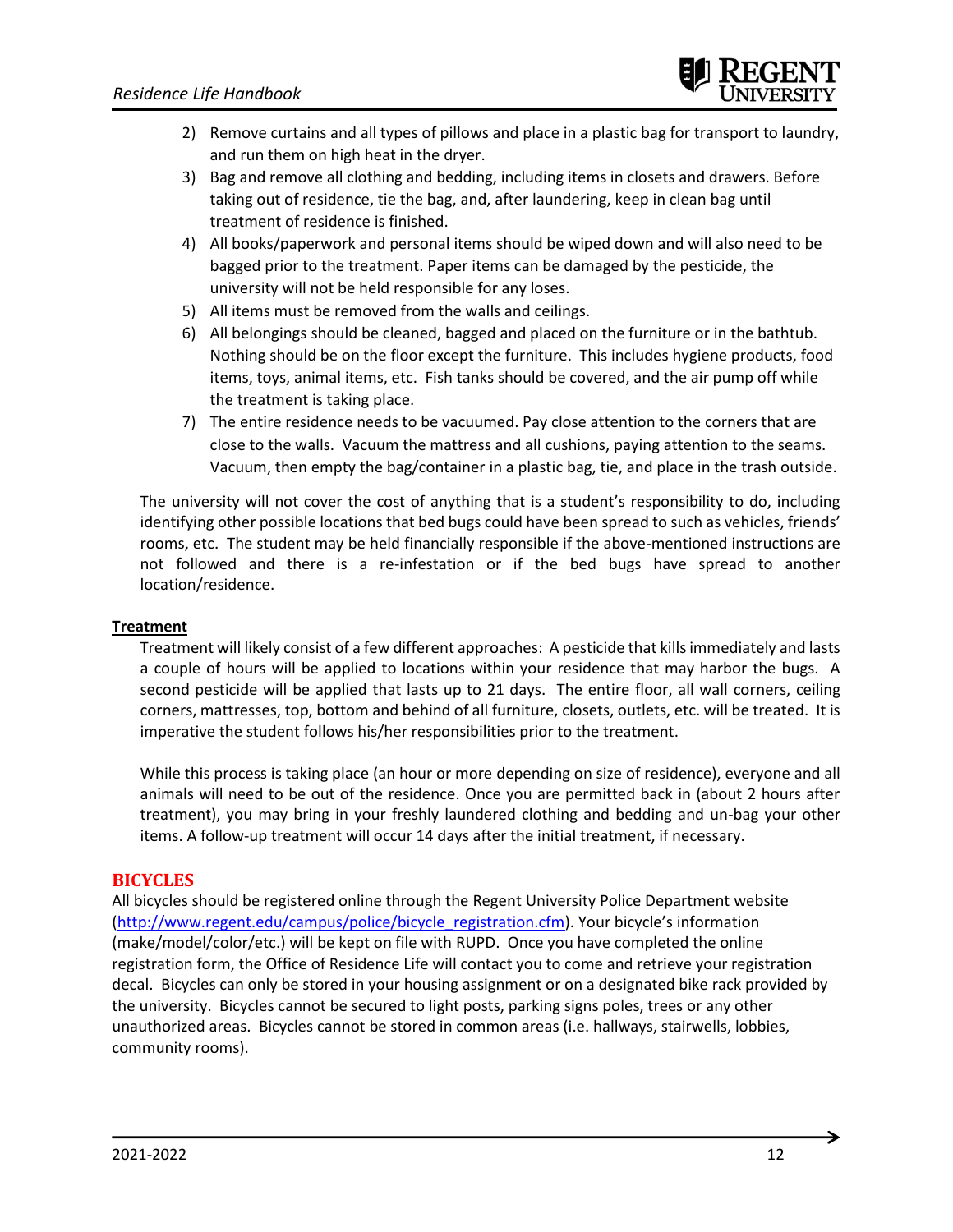2) Remove curtains and all types of pillows and place in a plastic bag for transport to laundry, and run them on high heat in the dryer.
3) Bag and remove all clothing and bedding, including items in closets and drawers. Before taking out of residence, tie the bag, and, after laundering, keep in clean bag until treatment of residence is finished.
4) All books/paperwork and personal items should be wiped down and will also need to be bagged prior to the treatment. Paper items can be damaged by the pesticide, the university will not be held responsible for any loses.
5) All items must be removed from the walls and ceilings.
6) All belongings should be cleaned, bagged and placed on the furniture or in the bathtub. Nothing should be on the floor except the furniture. This includes hygiene products, food items, toys, animal items, etc. Fish tanks should be covered, and the air pump off while the treatment is taking place.
7) The entire residence needs to be vacuumed. Pay close attention to the corners that are close to the walls. Vacuum the mattress and all cushions, paying attention to the seams. Vacuum, then empty the bag/container in a plastic bag, tie, and place in the trash outside.

The university will not cover the cost of anything that is a student's responsibility to do, including identifying other possible locations that bed bugs could have been spread to such as vehicles, friends' rooms, etc. The student may be held financially responsible if the above-mentioned instructions are not followed and there is a re-infestation or if the bed bugs have spread to another location/residence.

**Treatment**

Treatment will likely consist of a few different approaches: A pesticide that kills immediately and lasts a couple of hours will be applied to locations within your residence that may harbor the bugs. A second pesticide will be applied that lasts up to 21 days. The entire floor, all wall corners, ceiling corners, mattresses, top, bottom and behind of all furniture, closets, outlets, etc. will be treated. It is imperative the student follows his/her responsibilities prior to the treatment.

While this process is taking place (an hour or more depending on size of residence), everyone and all animals will need to be out of the residence. Once you are permitted back in (about 2 hours after treatment), you may bring in your freshly laundered clothing and bedding and un-bag your other items. A follow-up treatment will occur 14 days after the initial treatment, if necessary.

## BICYCLES

All bicycles should be registered online through the Regent University Police Department website (http://www.regent.edu/campus/police/bicycle_registration.cfm). Your bicycle's information (make/model/color/etc.) will be kept on file with RUPD. Once you have completed the online registration form, the Office of Residence Life will contact you to come and retrieve your registration decal. Bicycles can only be stored in your housing assignment or on a designated bike rack provided by the university. Bicycles cannot be secured to light posts, parking signs poles, trees or any other unauthorized areas. Bicycles cannot be stored in common areas (i.e. hallways, stairwells, lobbies, community rooms).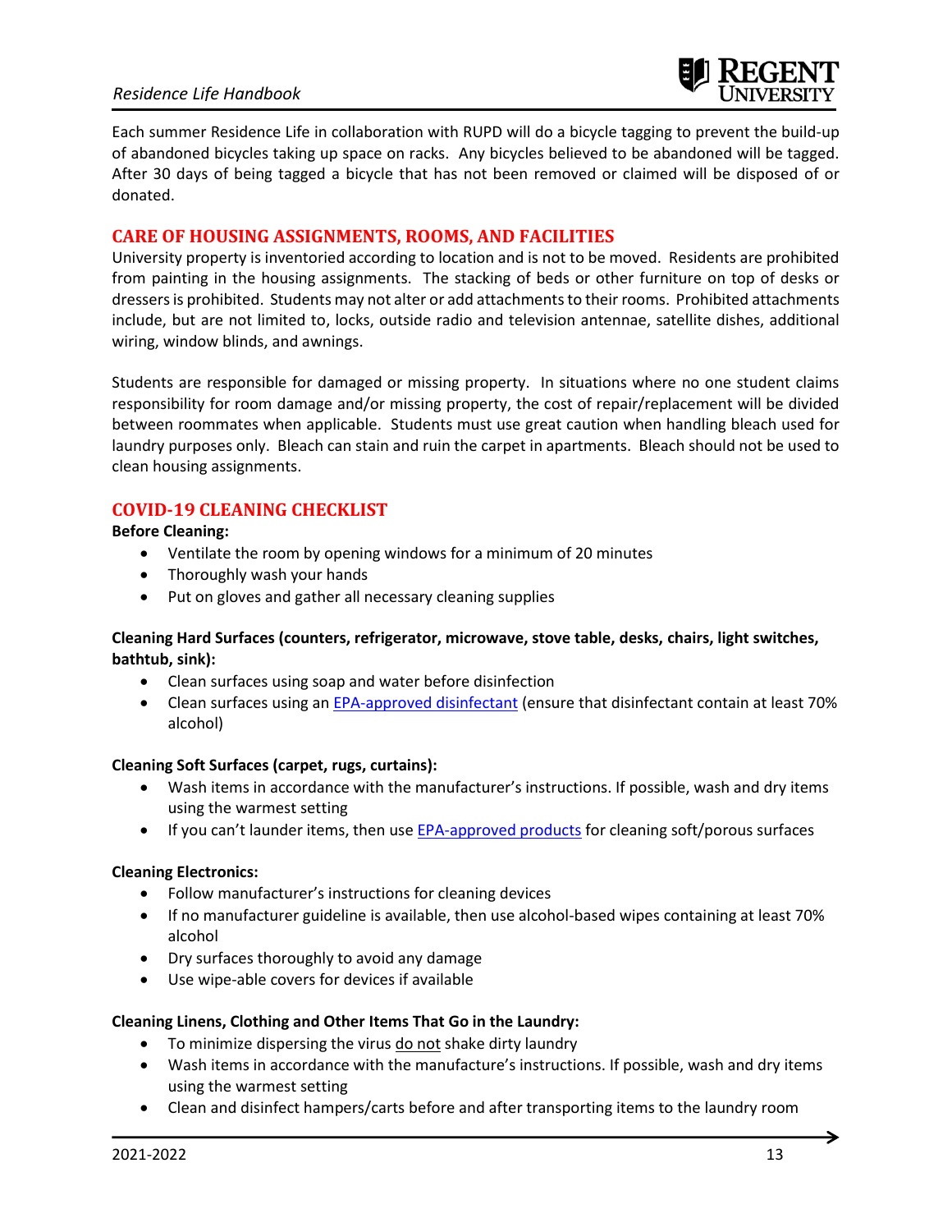Each summer Residence Life in collaboration with RUPD will do a bicycle tagging to prevent the build-up of abandoned bicycles taking up space on racks. Any bicycles believed to be abandoned will be tagged. After 30 days of being tagged a bicycle that has not been removed or claimed will be disposed of or donated.

## CARE OF HOUSING ASSIGNMENTS, ROOMS, AND FACILITIES

University property is inventoried according to location and is not to be moved. Residents are prohibited from painting in the housing assignments. The stacking of beds or other furniture on top of desks or dressers is prohibited. Students may not alter or add attachments to their rooms. Prohibited attachments include, but are not limited to, locks, outside radio and television antennae, satellite dishes, additional wiring, window blinds, and awnings.

Students are responsible for damaged or missing property. In situations where no one student claims responsibility for room damage and/or missing property, the cost of repair/replacement will be divided between roommates when applicable. Students must use great caution when handling bleach used for laundry purposes only. Bleach can stain and ruin the carpet in apartments. Bleach should not be used to clean housing assignments.

## COVID-19 CLEANING CHECKLIST

**Before Cleaning:**

- Ventilate the room by opening windows for a minimum of 20 minutes
- Thoroughly wash your hands
- Put on gloves and gather all necessary cleaning supplies

**Cleaning Hard Surfaces (counters, refrigerator, microwave, stove table, desks, chairs, light switches, bathtub, sink):**

- Clean surfaces using soap and water before disinfection
- Clean surfaces using an EPA-approved disinfectant (ensure that disinfectant contain at least 70% alcohol)

**Cleaning Soft Surfaces (carpet, rugs, curtains):**

- Wash items in accordance with the manufacturer's instructions. If possible, wash and dry items using the warmest setting
- If you can't launder items, then use EPA-approved products for cleaning soft/porous surfaces

**Cleaning Electronics:**

- Follow manufacturer's instructions for cleaning devices
- If no manufacturer guideline is available, then use alcohol-based wipes containing at least 70% alcohol
- Dry surfaces thoroughly to avoid any damage
- Use wipe-able covers for devices if available

**Cleaning Linens, Clothing and Other Items That Go in the Laundry:**

- To minimize dispersing the virus do not shake dirty laundry
- Wash items in accordance with the manufacture's instructions. If possible, wash and dry items using the warmest setting
- Clean and disinfect hampers/carts before and after transporting items to the laundry room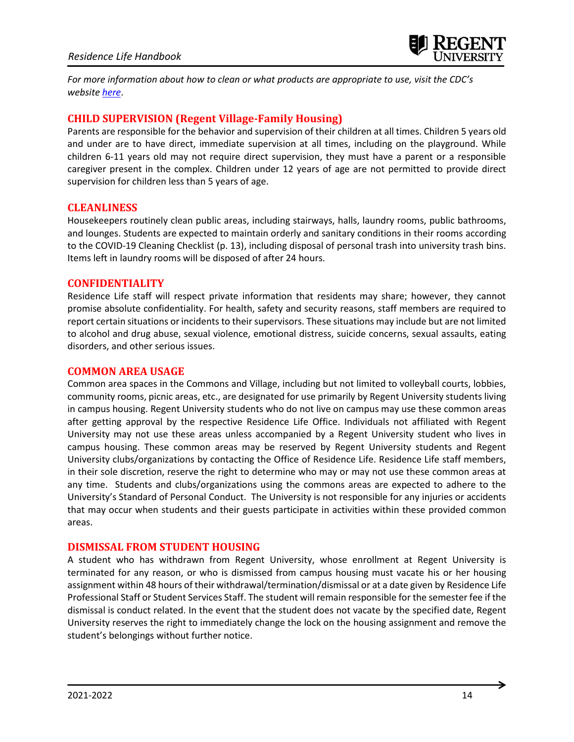*For more information about how to clean or what products are appropriate to use, visit the CDC's website [here](#).*

## CHILD SUPERVISION (Regent Village-Family Housing)

Parents are responsible for the behavior and supervision of their children at all times. Children 5 years old and under are to have direct, immediate supervision at all times, including on the playground. While children 6-11 years old may not require direct supervision, they must have a parent or a responsible caregiver present in the complex. Children under 12 years of age are not permitted to provide direct supervision for children less than 5 years of age.

## CLEANLINESS

Housekeepers routinely clean public areas, including stairways, halls, laundry rooms, public bathrooms, and lounges. Students are expected to maintain orderly and sanitary conditions in their rooms according to the COVID-19 Cleaning Checklist (p. 13), including disposal of personal trash into university trash bins. Items left in laundry rooms will be disposed of after 24 hours.

## CONFIDENTIALITY

Residence Life staff will respect private information that residents may share; however, they cannot promise absolute confidentiality. For health, safety and security reasons, staff members are required to report certain situations or incidents to their supervisors. These situations may include but are not limited to alcohol and drug abuse, sexual violence, emotional distress, suicide concerns, sexual assaults, eating disorders, and other serious issues.

## COMMON AREA USAGE

Common area spaces in the Commons and Village, including but not limited to volleyball courts, lobbies, community rooms, picnic areas, etc., are designated for use primarily by Regent University students living in campus housing. Regent University students who do not live on campus may use these common areas after getting approval by the respective Residence Life Office. Individuals not affiliated with Regent University may not use these areas unless accompanied by a Regent University student who lives in campus housing. These common areas may be reserved by Regent University students and Regent University clubs/organizations by contacting the Office of Residence Life. Residence Life staff members, in their sole discretion, reserve the right to determine who may or may not use these common areas at any time. Students and clubs/organizations using the commons areas are expected to adhere to the University's Standard of Personal Conduct. The University is not responsible for any injuries or accidents that may occur when students and their guests participate in activities within these provided common areas.

## DISMISSAL FROM STUDENT HOUSING

A student who has withdrawn from Regent University, whose enrollment at Regent University is terminated for any reason, or who is dismissed from campus housing must vacate his or her housing assignment within 48 hours of their withdrawal/termination/dismissal or at a date given by Residence Life Professional Staff or Student Services Staff. The student will remain responsible for the semester fee if the dismissal is conduct related. In the event that the student does not vacate by the specified date, Regent University reserves the right to immediately change the lock on the housing assignment and remove the student's belongings without further notice.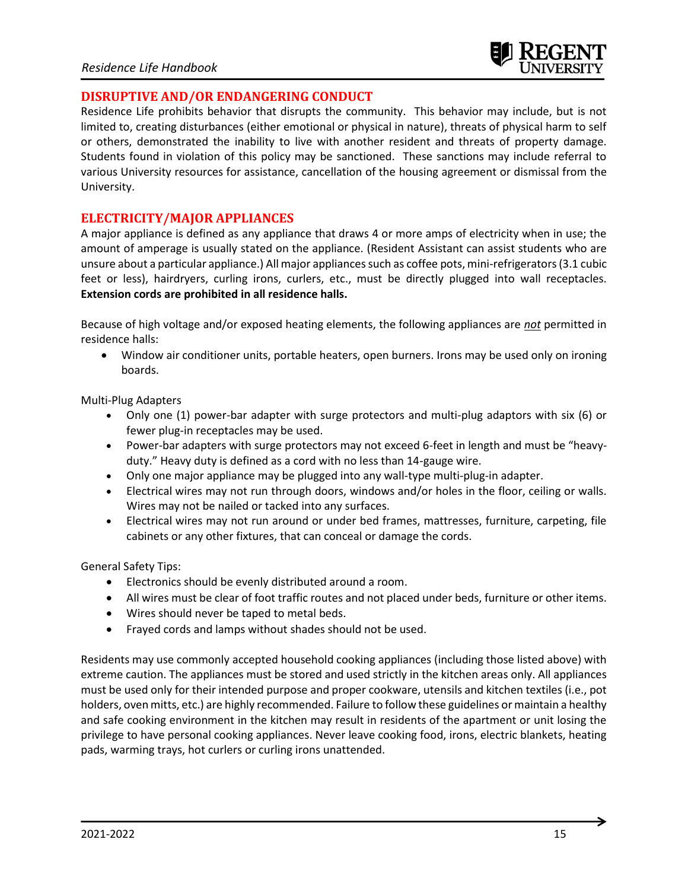## DISRUPTIVE AND/OR ENDANGERING CONDUCT

Residence Life prohibits behavior that disrupts the community. This behavior may include, but is not limited to, creating disturbances (either emotional or physical in nature), threats of physical harm to self or others, demonstrated the inability to live with another resident and threats of property damage. Students found in violation of this policy may be sanctioned. These sanctions may include referral to various University resources for assistance, cancellation of the housing agreement or dismissal from the University.

## ELECTRICITY/MAJOR APPLIANCES

A major appliance is defined as any appliance that draws 4 or more amps of electricity when in use; the amount of amperage is usually stated on the appliance. (Resident Assistant can assist students who are unsure about a particular appliance.) All major appliances such as coffee pots, mini-refrigerators (3.1 cubic feet or less), hairdryers, curling irons, curlers, etc., must be directly plugged into wall receptacles. **Extension cords are prohibited in all residence halls.**

Because of high voltage and/or exposed heating elements, the following appliances are *not* permitted in residence halls:

- Window air conditioner units, portable heaters, open burners. Irons may be used only on ironing boards.

Multi-Plug Adapters

- Only one (1) power-bar adapter with surge protectors and multi-plug adaptors with six (6) or fewer plug-in receptacles may be used.
- Power-bar adapters with surge protectors may not exceed 6-feet in length and must be "heavy-duty." Heavy duty is defined as a cord with no less than 14-gauge wire.
- Only one major appliance may be plugged into any wall-type multi-plug-in adapter.
- Electrical wires may not run through doors, windows and/or holes in the floor, ceiling or walls. Wires may not be nailed or tacked into any surfaces.
- Electrical wires may not run around or under bed frames, mattresses, furniture, carpeting, file cabinets or any other fixtures, that can conceal or damage the cords.

General Safety Tips:

- Electronics should be evenly distributed around a room.
- All wires must be clear of foot traffic routes and not placed under beds, furniture or other items.
- Wires should never be taped to metal beds.
- Frayed cords and lamps without shades should not be used.

Residents may use commonly accepted household cooking appliances (including those listed above) with extreme caution. The appliances must be stored and used strictly in the kitchen areas only. All appliances must be used only for their intended purpose and proper cookware, utensils and kitchen textiles (i.e., pot holders, oven mitts, etc.) are highly recommended. Failure to follow these guidelines or maintain a healthy and safe cooking environment in the kitchen may result in residents of the apartment or unit losing the privilege to have personal cooking appliances. Never leave cooking food, irons, electric blankets, heating pads, warming trays, hot curlers or curling irons unattended.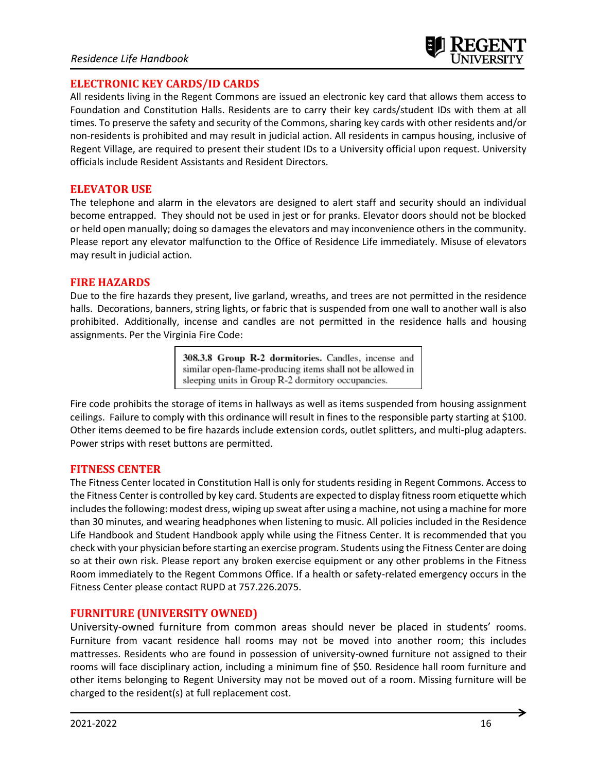## ELECTRONIC KEY CARDS/ID CARDS

All residents living in the Regent Commons are issued an electronic key card that allows them access to Foundation and Constitution Halls. Residents are to carry their key cards/student IDs with them at all times. To preserve the safety and security of the Commons, sharing key cards with other residents and/or non-residents is prohibited and may result in judicial action. All residents in campus housing, inclusive of Regent Village, are required to present their student IDs to a University official upon request. University officials include Resident Assistants and Resident Directors.

## ELEVATOR USE

The telephone and alarm in the elevators are designed to alert staff and security should an individual become entrapped. They should not be used in jest or for pranks. Elevator doors should not be blocked or held open manually; doing so damages the elevators and may inconvenience others in the community. Please report any elevator malfunction to the Office of Residence Life immediately. Misuse of elevators may result in judicial action.

## FIRE HAZARDS

Due to the fire hazards they present, live garland, wreaths, and trees are not permitted in the residence halls. Decorations, banners, string lights, or fabric that is suspended from one wall to another wall is also prohibited. Additionally, incense and candles are not permitted in the residence halls and housing assignments. Per the Virginia Fire Code:

> **308.3.8 Group R-2 dormitories.** Candles, incense and similar open-flame-producing items shall not be allowed in sleeping units in Group R-2 dormitory occupancies.

Fire code prohibits the storage of items in hallways as well as items suspended from housing assignment ceilings. Failure to comply with this ordinance will result in fines to the responsible party starting at $100. Other items deemed to be fire hazards include extension cords, outlet splitters, and multi-plug adapters. Power strips with reset buttons are permitted.

## FITNESS CENTER

The Fitness Center located in Constitution Hall is only for students residing in Regent Commons. Access to the Fitness Center is controlled by key card. Students are expected to display fitness room etiquette which includes the following: modest dress, wiping up sweat after using a machine, not using a machine for more than 30 minutes, and wearing headphones when listening to music. All policies included in the Residence Life Handbook and Student Handbook apply while using the Fitness Center. It is recommended that you check with your physician before starting an exercise program. Students using the Fitness Center are doing so at their own risk. Please report any broken exercise equipment or any other problems in the Fitness Room immediately to the Regent Commons Office. If a health or safety-related emergency occurs in the Fitness Center please contact RUPD at 757.226.2075.

## FURNITURE (UNIVERSITY OWNED)

University-owned furniture from common areas should never be placed in students' rooms. Furniture from vacant residence hall rooms may not be moved into another room; this includes mattresses. Residents who are found in possession of university-owned furniture not assigned to their rooms will face disciplinary action, including a minimum fine of $50. Residence hall room furniture and other items belonging to Regent University may not be moved out of a room. Missing furniture will be charged to the resident(s) at full replacement cost.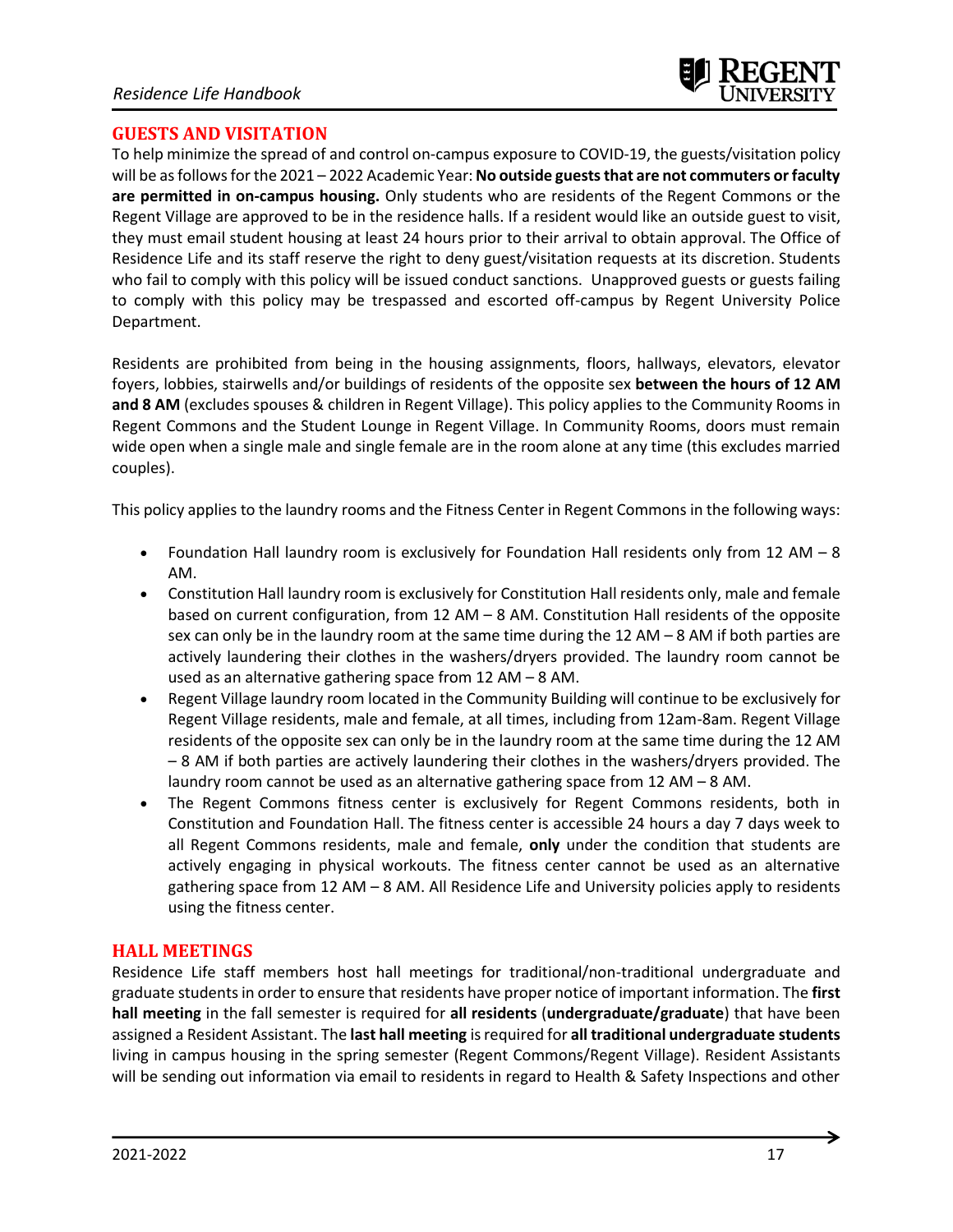## GUESTS AND VISITATION

To help minimize the spread of and control on-campus exposure to COVID-19, the guests/visitation policy will be as follows for the 2021 – 2022 Academic Year: **No outside guests that are not commuters or faculty are permitted in on-campus housing.** Only students who are residents of the Regent Commons or the Regent Village are approved to be in the residence halls. If a resident would like an outside guest to visit, they must email student housing at least 24 hours prior to their arrival to obtain approval. The Office of Residence Life and its staff reserve the right to deny guest/visitation requests at its discretion. Students who fail to comply with this policy will be issued conduct sanctions. Unapproved guests or guests failing to comply with this policy may be trespassed and escorted off-campus by Regent University Police Department.

Residents are prohibited from being in the housing assignments, floors, hallways, elevators, elevator foyers, lobbies, stairwells and/or buildings of residents of the opposite sex **between the hours of 12 AM and 8 AM** (excludes spouses & children in Regent Village). This policy applies to the Community Rooms in Regent Commons and the Student Lounge in Regent Village. In Community Rooms, doors must remain wide open when a single male and single female are in the room alone at any time (this excludes married couples).

This policy applies to the laundry rooms and the Fitness Center in Regent Commons in the following ways:

- Foundation Hall laundry room is exclusively for Foundation Hall residents only from 12 AM – 8 AM.
- Constitution Hall laundry room is exclusively for Constitution Hall residents only, male and female based on current configuration, from 12 AM – 8 AM. Constitution Hall residents of the opposite sex can only be in the laundry room at the same time during the 12 AM – 8 AM if both parties are actively laundering their clothes in the washers/dryers provided. The laundry room cannot be used as an alternative gathering space from 12 AM – 8 AM.
- Regent Village laundry room located in the Community Building will continue to be exclusively for Regent Village residents, male and female, at all times, including from 12am-8am. Regent Village residents of the opposite sex can only be in the laundry room at the same time during the 12 AM – 8 AM if both parties are actively laundering their clothes in the washers/dryers provided. The laundry room cannot be used as an alternative gathering space from 12 AM – 8 AM.
- The Regent Commons fitness center is exclusively for Regent Commons residents, both in Constitution and Foundation Hall. The fitness center is accessible 24 hours a day 7 days week to all Regent Commons residents, male and female, **only** under the condition that students are actively engaging in physical workouts. The fitness center cannot be used as an alternative gathering space from 12 AM – 8 AM. All Residence Life and University policies apply to residents using the fitness center.

## HALL MEETINGS

Residence Life staff members host hall meetings for traditional/non-traditional undergraduate and graduate students in order to ensure that residents have proper notice of important information. The **first hall meeting** in the fall semester is required for **all residents** (**undergraduate/graduate**) that have been assigned a Resident Assistant. The **last hall meeting** is required for **all traditional undergraduate students** living in campus housing in the spring semester (Regent Commons/Regent Village). Resident Assistants will be sending out information via email to residents in regard to Health & Safety Inspections and other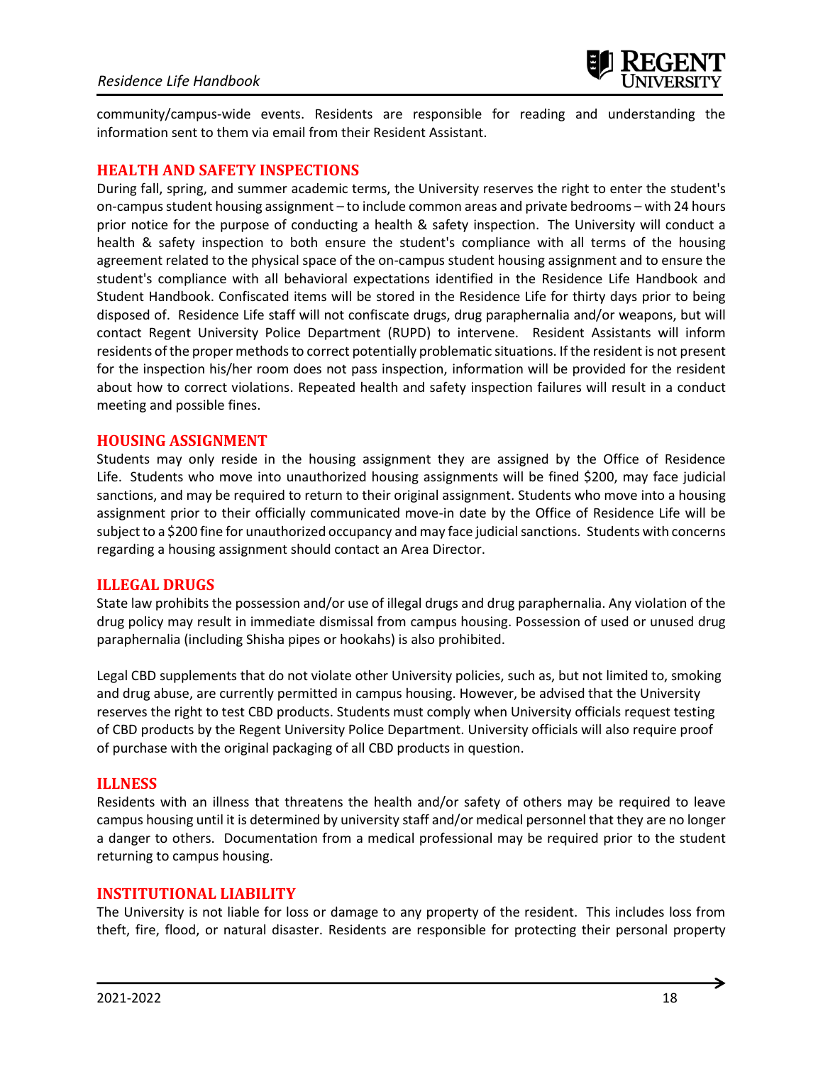community/campus-wide events. Residents are responsible for reading and understanding the information sent to them via email from their Resident Assistant.

## HEALTH AND SAFETY INSPECTIONS

During fall, spring, and summer academic terms, the University reserves the right to enter the student's on-campus student housing assignment – to include common areas and private bedrooms – with 24 hours prior notice for the purpose of conducting a health & safety inspection. The University will conduct a health & safety inspection to both ensure the student's compliance with all terms of the housing agreement related to the physical space of the on-campus student housing assignment and to ensure the student's compliance with all behavioral expectations identified in the Residence Life Handbook and Student Handbook. Confiscated items will be stored in the Residence Life for thirty days prior to being disposed of. Residence Life staff will not confiscate drugs, drug paraphernalia and/or weapons, but will contact Regent University Police Department (RUPD) to intervene. Resident Assistants will inform residents of the proper methods to correct potentially problematic situations. If the resident is not present for the inspection his/her room does not pass inspection, information will be provided for the resident about how to correct violations. Repeated health and safety inspection failures will result in a conduct meeting and possible fines.

## HOUSING ASSIGNMENT

Students may only reside in the housing assignment they are assigned by the Office of Residence Life. Students who move into unauthorized housing assignments will be fined $200, may face judicial sanctions, and may be required to return to their original assignment. Students who move into a housing assignment prior to their officially communicated move-in date by the Office of Residence Life will be subject to a $200 fine for unauthorized occupancy and may face judicial sanctions. Students with concerns regarding a housing assignment should contact an Area Director.

## ILLEGAL DRUGS

State law prohibits the possession and/or use of illegal drugs and drug paraphernalia. Any violation of the drug policy may result in immediate dismissal from campus housing. Possession of used or unused drug paraphernalia (including Shisha pipes or hookahs) is also prohibited.

Legal CBD supplements that do not violate other University policies, such as, but not limited to, smoking and drug abuse, are currently permitted in campus housing. However, be advised that the University reserves the right to test CBD products. Students must comply when University officials request testing of CBD products by the Regent University Police Department. University officials will also require proof of purchase with the original packaging of all CBD products in question.

## ILLNESS

Residents with an illness that threatens the health and/or safety of others may be required to leave campus housing until it is determined by university staff and/or medical personnel that they are no longer a danger to others. Documentation from a medical professional may be required prior to the student returning to campus housing.

## INSTITUTIONAL LIABILITY

The University is not liable for loss or damage to any property of the resident. This includes loss from theft, fire, flood, or natural disaster. Residents are responsible for protecting their personal property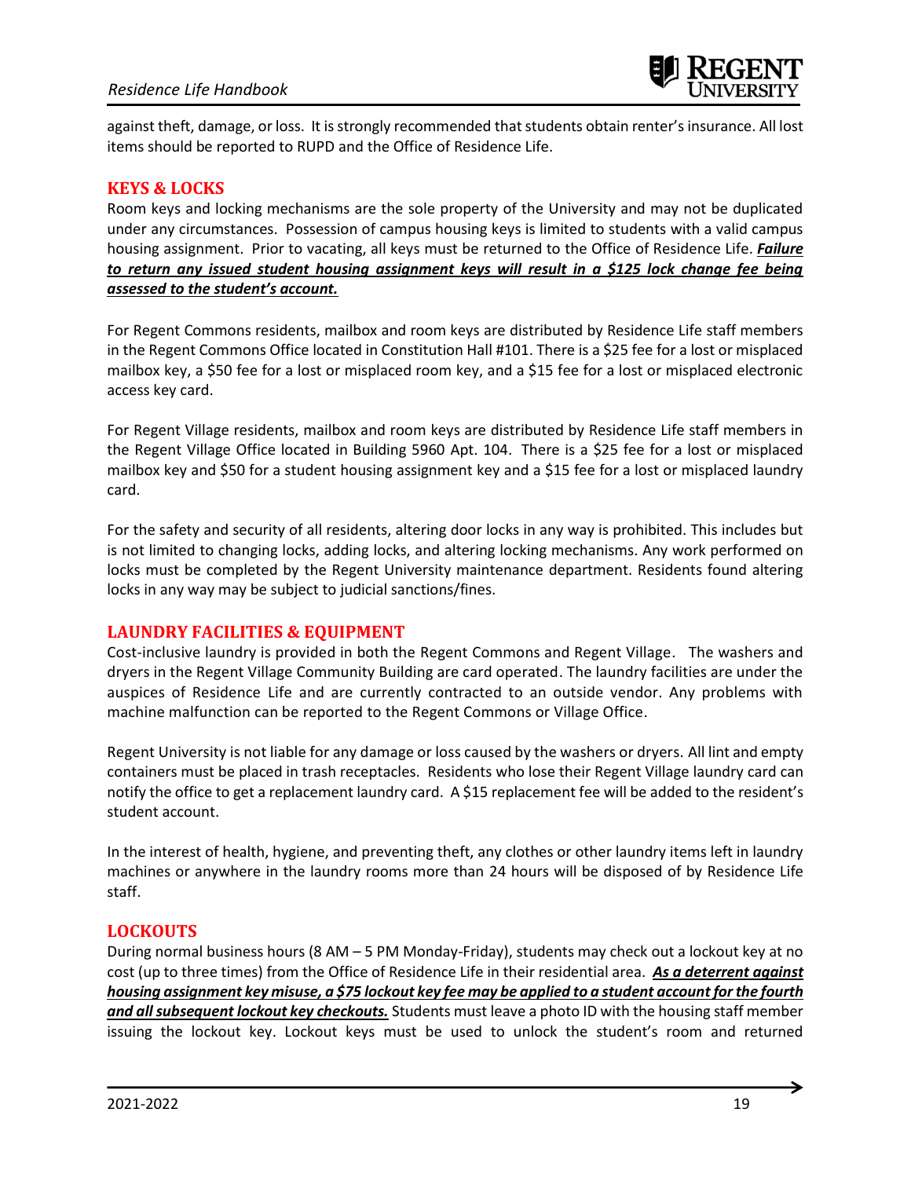against theft, damage, or loss. It is strongly recommended that students obtain renter's insurance. All lost items should be reported to RUPD and the Office of Residence Life.

## KEYS & LOCKS

Room keys and locking mechanisms are the sole property of the University and may not be duplicated under any circumstances. Possession of campus housing keys is limited to students with a valid campus housing assignment. Prior to vacating, all keys must be returned to the Office of Residence Life. ***Failure to return any issued student housing assignment keys will result in a $125 lock change fee being assessed to the student's account.***

For Regent Commons residents, mailbox and room keys are distributed by Residence Life staff members in the Regent Commons Office located in Constitution Hall #101. There is a $25 fee for a lost or misplaced mailbox key, a $50 fee for a lost or misplaced room key, and a $15 fee for a lost or misplaced electronic access key card.

For Regent Village residents, mailbox and room keys are distributed by Residence Life staff members in the Regent Village Office located in Building 5960 Apt. 104. There is a $25 fee for a lost or misplaced mailbox key and $50 for a student housing assignment key and a $15 fee for a lost or misplaced laundry card.

For the safety and security of all residents, altering door locks in any way is prohibited. This includes but is not limited to changing locks, adding locks, and altering locking mechanisms. Any work performed on locks must be completed by the Regent University maintenance department. Residents found altering locks in any way may be subject to judicial sanctions/fines.

## LAUNDRY FACILITIES & EQUIPMENT

Cost-inclusive laundry is provided in both the Regent Commons and Regent Village. The washers and dryers in the Regent Village Community Building are card operated. The laundry facilities are under the auspices of Residence Life and are currently contracted to an outside vendor. Any problems with machine malfunction can be reported to the Regent Commons or Village Office.

Regent University is not liable for any damage or loss caused by the washers or dryers. All lint and empty containers must be placed in trash receptacles. Residents who lose their Regent Village laundry card can notify the office to get a replacement laundry card. A $15 replacement fee will be added to the resident's student account.

In the interest of health, hygiene, and preventing theft, any clothes or other laundry items left in laundry machines or anywhere in the laundry rooms more than 24 hours will be disposed of by Residence Life staff.

## LOCKOUTS

During normal business hours (8 AM – 5 PM Monday-Friday), students may check out a lockout key at no cost (up to three times) from the Office of Residence Life in their residential area. ***As a deterrent against housing assignment key misuse, a $75 lockout key fee may be applied to a student account for the fourth and all subsequent lockout key checkouts.*** Students must leave a photo ID with the housing staff member issuing the lockout key. Lockout keys must be used to unlock the student's room and returned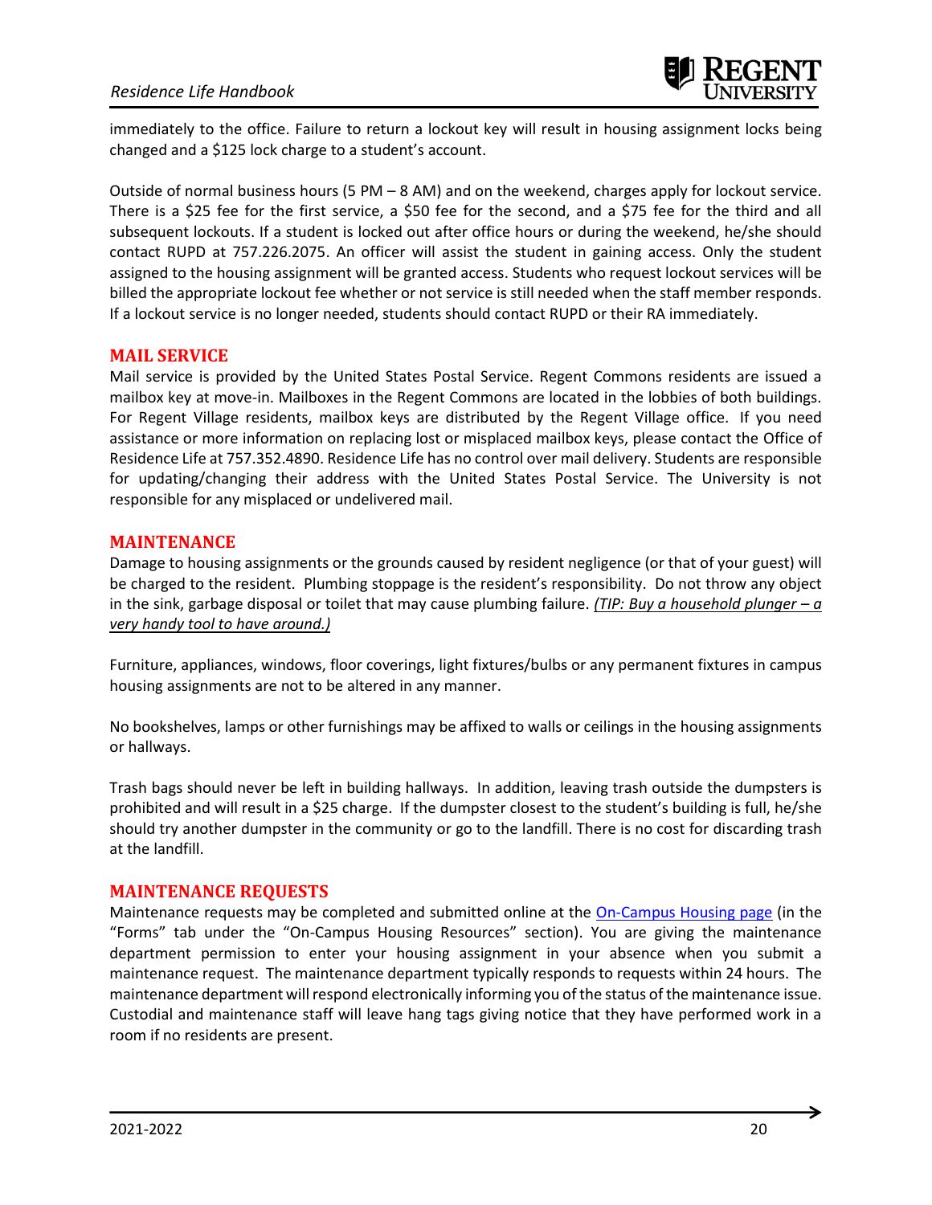immediately to the office. Failure to return a lockout key will result in housing assignment locks being changed and a $125 lock charge to a student's account.

Outside of normal business hours (5 PM – 8 AM) and on the weekend, charges apply for lockout service. There is a $25 fee for the first service, a $50 fee for the second, and a $75 fee for the third and all subsequent lockouts. If a student is locked out after office hours or during the weekend, he/she should contact RUPD at 757.226.2075. An officer will assist the student in gaining access. Only the student assigned to the housing assignment will be granted access. Students who request lockout services will be billed the appropriate lockout fee whether or not service is still needed when the staff member responds. If a lockout service is no longer needed, students should contact RUPD or their RA immediately.

## MAIL SERVICE

Mail service is provided by the United States Postal Service. Regent Commons residents are issued a mailbox key at move-in. Mailboxes in the Regent Commons are located in the lobbies of both buildings. For Regent Village residents, mailbox keys are distributed by the Regent Village office. If you need assistance or more information on replacing lost or misplaced mailbox keys, please contact the Office of Residence Life at 757.352.4890. Residence Life has no control over mail delivery. Students are responsible for updating/changing their address with the United States Postal Service. The University is not responsible for any misplaced or undelivered mail.

## MAINTENANCE

Damage to housing assignments or the grounds caused by resident negligence (or that of your guest) will be charged to the resident. Plumbing stoppage is the resident's responsibility. Do not throw any object in the sink, garbage disposal or toilet that may cause plumbing failure. *(TIP: Buy a household plunger – a very handy tool to have around.)*

Furniture, appliances, windows, floor coverings, light fixtures/bulbs or any permanent fixtures in campus housing assignments are not to be altered in any manner.

No bookshelves, lamps or other furnishings may be affixed to walls or ceilings in the housing assignments or hallways.

Trash bags should never be left in building hallways. In addition, leaving trash outside the dumpsters is prohibited and will result in a $25 charge. If the dumpster closest to the student's building is full, he/she should try another dumpster in the community or go to the landfill. There is no cost for discarding trash at the landfill.

## MAINTENANCE REQUESTS

Maintenance requests may be completed and submitted online at the On-Campus Housing page (in the "Forms" tab under the "On-Campus Housing Resources" section). You are giving the maintenance department permission to enter your housing assignment in your absence when you submit a maintenance request. The maintenance department typically responds to requests within 24 hours. The maintenance department will respond electronically informing you of the status of the maintenance issue. Custodial and maintenance staff will leave hang tags giving notice that they have performed work in a room if no residents are present.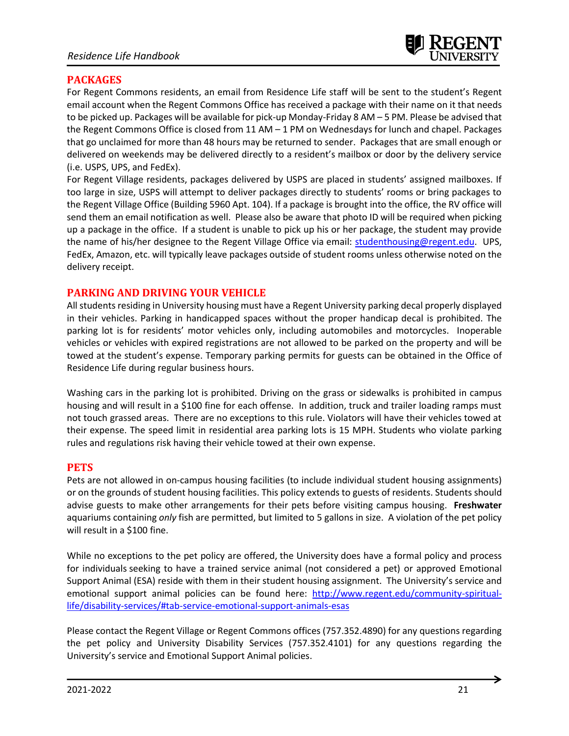## PACKAGES

For Regent Commons residents, an email from Residence Life staff will be sent to the student's Regent email account when the Regent Commons Office has received a package with their name on it that needs to be picked up. Packages will be available for pick-up Monday-Friday 8 AM – 5 PM. Please be advised that the Regent Commons Office is closed from 11 AM – 1 PM on Wednesdays for lunch and chapel. Packages that go unclaimed for more than 48 hours may be returned to sender. Packages that are small enough or delivered on weekends may be delivered directly to a resident's mailbox or door by the delivery service (i.e. USPS, UPS, and FedEx).

For Regent Village residents, packages delivered by USPS are placed in students' assigned mailboxes. If too large in size, USPS will attempt to deliver packages directly to students' rooms or bring packages to the Regent Village Office (Building 5960 Apt. 104). If a package is brought into the office, the RV office will send them an email notification as well. Please also be aware that photo ID will be required when picking up a package in the office. If a student is unable to pick up his or her package, the student may provide the name of his/her designee to the Regent Village Office via email: studenthousing@regent.edu. UPS, FedEx, Amazon, etc. will typically leave packages outside of student rooms unless otherwise noted on the delivery receipt.

## PARKING AND DRIVING YOUR VEHICLE

All students residing in University housing must have a Regent University parking decal properly displayed in their vehicles. Parking in handicapped spaces without the proper handicap decal is prohibited. The parking lot is for residents' motor vehicles only, including automobiles and motorcycles. Inoperable vehicles or vehicles with expired registrations are not allowed to be parked on the property and will be towed at the student's expense. Temporary parking permits for guests can be obtained in the Office of Residence Life during regular business hours.

Washing cars in the parking lot is prohibited. Driving on the grass or sidewalks is prohibited in campus housing and will result in a $100 fine for each offense. In addition, truck and trailer loading ramps must not touch grassed areas. There are no exceptions to this rule. Violators will have their vehicles towed at their expense. The speed limit in residential area parking lots is 15 MPH. Students who violate parking rules and regulations risk having their vehicle towed at their own expense.

## PETS

Pets are not allowed in on-campus housing facilities (to include individual student housing assignments) or on the grounds of student housing facilities. This policy extends to guests of residents. Students should advise guests to make other arrangements for their pets before visiting campus housing. **Freshwater** aquariums containing *only* fish are permitted, but limited to 5 gallons in size. A violation of the pet policy will result in a $100 fine.

While no exceptions to the pet policy are offered, the University does have a formal policy and process for individuals seeking to have a trained service animal (not considered a pet) or approved Emotional Support Animal (ESA) reside with them in their student housing assignment. The University's service and emotional support animal policies can be found here: http://www.regent.edu/community-spiritual-life/disability-services/#tab-service-emotional-support-animals-esas

Please contact the Regent Village or Regent Commons offices (757.352.4890) for any questions regarding the pet policy and University Disability Services (757.352.4101) for any questions regarding the University's service and Emotional Support Animal policies.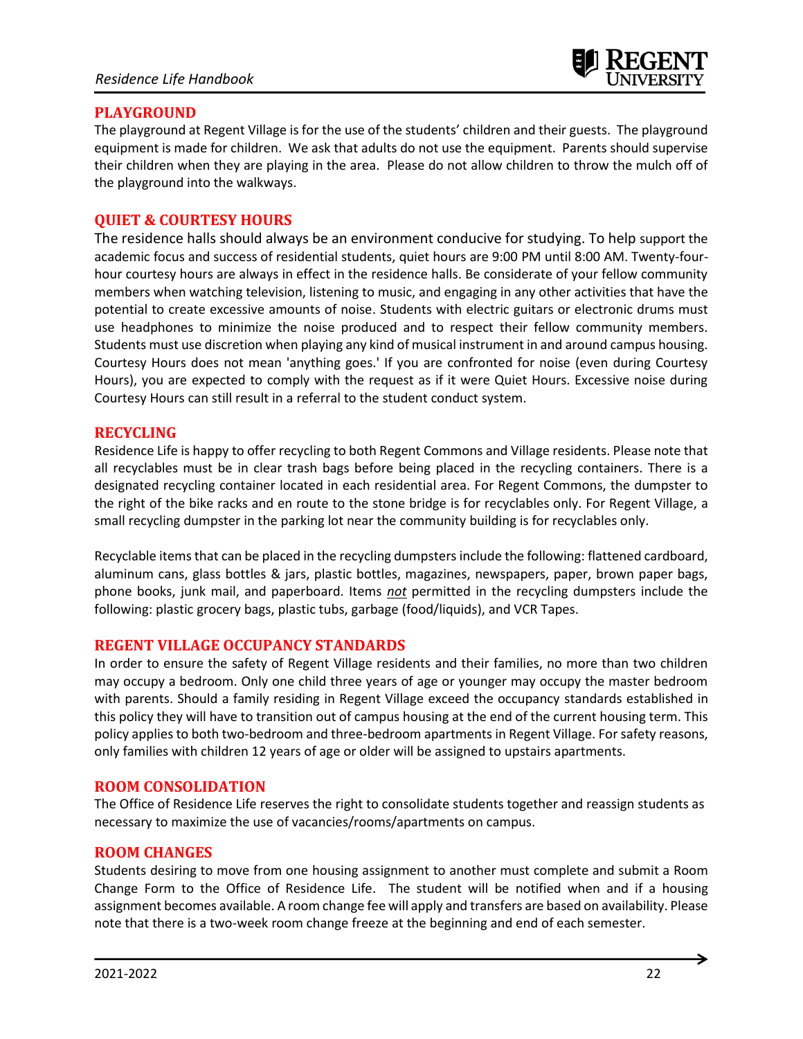## PLAYGROUND

The playground at Regent Village is for the use of the students' children and their guests. The playground equipment is made for children. We ask that adults do not use the equipment. Parents should supervise their children when they are playing in the area. Please do not allow children to throw the mulch off of the playground into the walkways.

## QUIET & COURTESY HOURS

The residence halls should always be an environment conducive for studying. To help support the academic focus and success of residential students, quiet hours are 9:00 PM until 8:00 AM. Twenty-four-hour courtesy hours are always in effect in the residence halls. Be considerate of your fellow community members when watching television, listening to music, and engaging in any other activities that have the potential to create excessive amounts of noise. Students with electric guitars or electronic drums must use headphones to minimize the noise produced and to respect their fellow community members. Students must use discretion when playing any kind of musical instrument in and around campus housing. Courtesy Hours does not mean 'anything goes.' If you are confronted for noise (even during Courtesy Hours), you are expected to comply with the request as if it were Quiet Hours. Excessive noise during Courtesy Hours can still result in a referral to the student conduct system.

## RECYCLING

Residence Life is happy to offer recycling to both Regent Commons and Village residents. Please note that all recyclables must be in clear trash bags before being placed in the recycling containers. There is a designated recycling container located in each residential area. For Regent Commons, the dumpster to the right of the bike racks and en route to the stone bridge is for recyclables only. For Regent Village, a small recycling dumpster in the parking lot near the community building is for recyclables only.

Recyclable items that can be placed in the recycling dumpsters include the following: flattened cardboard, aluminum cans, glass bottles & jars, plastic bottles, magazines, newspapers, paper, brown paper bags, phone books, junk mail, and paperboard. Items *not* permitted in the recycling dumpsters include the following: plastic grocery bags, plastic tubs, garbage (food/liquids), and VCR Tapes.

## REGENT VILLAGE OCCUPANCY STANDARDS

In order to ensure the safety of Regent Village residents and their families, no more than two children may occupy a bedroom. Only one child three years of age or younger may occupy the master bedroom with parents. Should a family residing in Regent Village exceed the occupancy standards established in this policy they will have to transition out of campus housing at the end of the current housing term. This policy applies to both two-bedroom and three-bedroom apartments in Regent Village. For safety reasons, only families with children 12 years of age or older will be assigned to upstairs apartments.

## ROOM CONSOLIDATION

The Office of Residence Life reserves the right to consolidate students together and reassign students as necessary to maximize the use of vacancies/rooms/apartments on campus.

## ROOM CHANGES

Students desiring to move from one housing assignment to another must complete and submit a Room Change Form to the Office of Residence Life. The student will be notified when and if a housing assignment becomes available. A room change fee will apply and transfers are based on availability. Please note that there is a two-week room change freeze at the beginning and end of each semester.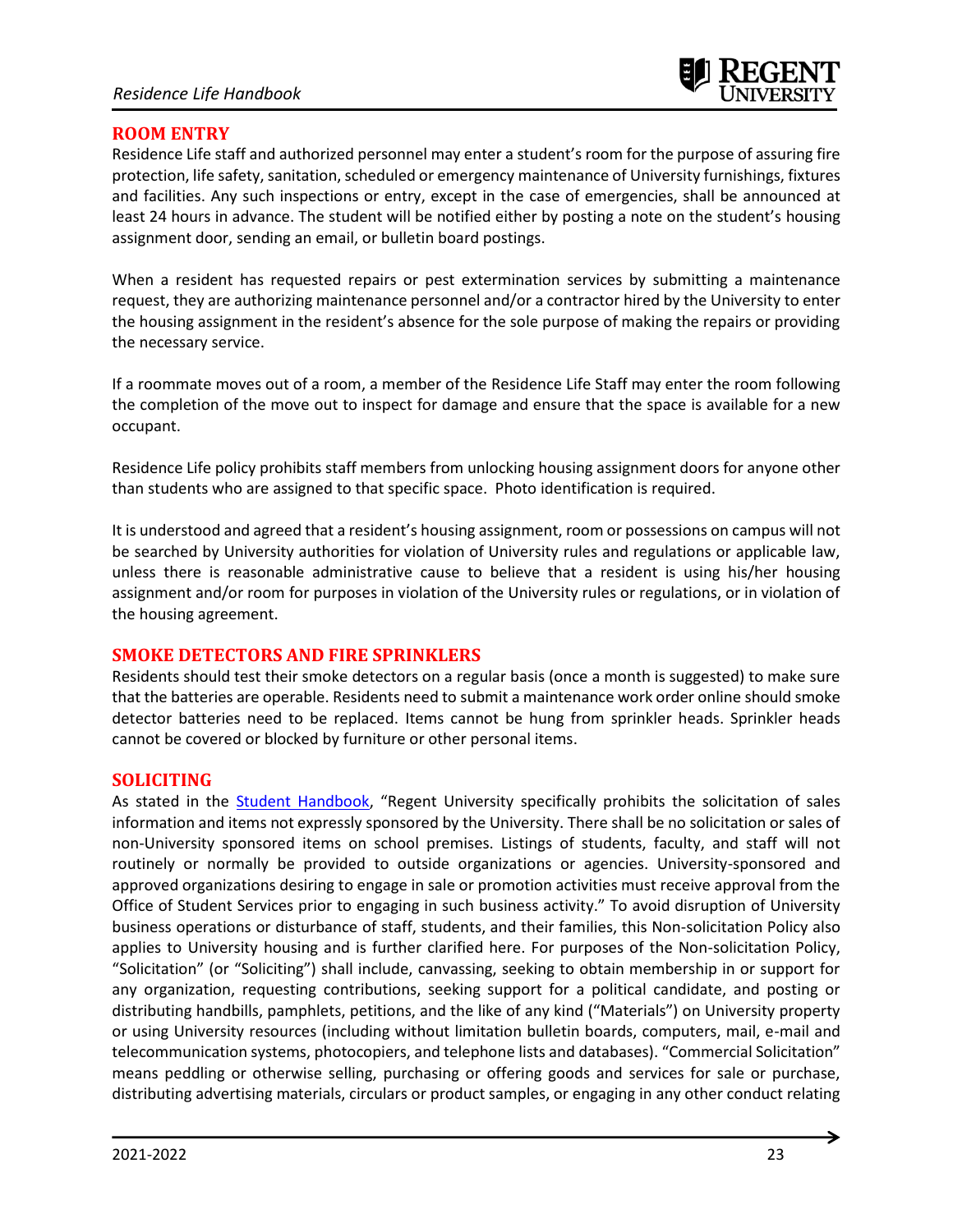## ROOM ENTRY

Residence Life staff and authorized personnel may enter a student's room for the purpose of assuring fire protection, life safety, sanitation, scheduled or emergency maintenance of University furnishings, fixtures and facilities. Any such inspections or entry, except in the case of emergencies, shall be announced at least 24 hours in advance. The student will be notified either by posting a note on the student's housing assignment door, sending an email, or bulletin board postings.

When a resident has requested repairs or pest extermination services by submitting a maintenance request, they are authorizing maintenance personnel and/or a contractor hired by the University to enter the housing assignment in the resident's absence for the sole purpose of making the repairs or providing the necessary service.

If a roommate moves out of a room, a member of the Residence Life Staff may enter the room following the completion of the move out to inspect for damage and ensure that the space is available for a new occupant.

Residence Life policy prohibits staff members from unlocking housing assignment doors for anyone other than students who are assigned to that specific space. Photo identification is required.

It is understood and agreed that a resident's housing assignment, room or possessions on campus will not be searched by University authorities for violation of University rules and regulations or applicable law, unless there is reasonable administrative cause to believe that a resident is using his/her housing assignment and/or room for purposes in violation of the University rules or regulations, or in violation of the housing agreement.

## SMOKE DETECTORS AND FIRE SPRINKLERS

Residents should test their smoke detectors on a regular basis (once a month is suggested) to make sure that the batteries are operable. Residents need to submit a maintenance work order online should smoke detector batteries need to be replaced. Items cannot be hung from sprinkler heads. Sprinkler heads cannot be covered or blocked by furniture or other personal items.

## SOLICITING

As stated in the Student Handbook, "Regent University specifically prohibits the solicitation of sales information and items not expressly sponsored by the University. There shall be no solicitation or sales of non-University sponsored items on school premises. Listings of students, faculty, and staff will not routinely or normally be provided to outside organizations or agencies. University-sponsored and approved organizations desiring to engage in sale or promotion activities must receive approval from the Office of Student Services prior to engaging in such business activity." To avoid disruption of University business operations or disturbance of staff, students, and their families, this Non-solicitation Policy also applies to University housing and is further clarified here. For purposes of the Non-solicitation Policy, "Solicitation" (or "Soliciting") shall include, canvassing, seeking to obtain membership in or support for any organization, requesting contributions, seeking support for a political candidate, and posting or distributing handbills, pamphlets, petitions, and the like of any kind ("Materials") on University property or using University resources (including without limitation bulletin boards, computers, mail, e-mail and telecommunication systems, photocopiers, and telephone lists and databases). "Commercial Solicitation" means peddling or otherwise selling, purchasing or offering goods and services for sale or purchase, distributing advertising materials, circulars or product samples, or engaging in any other conduct relating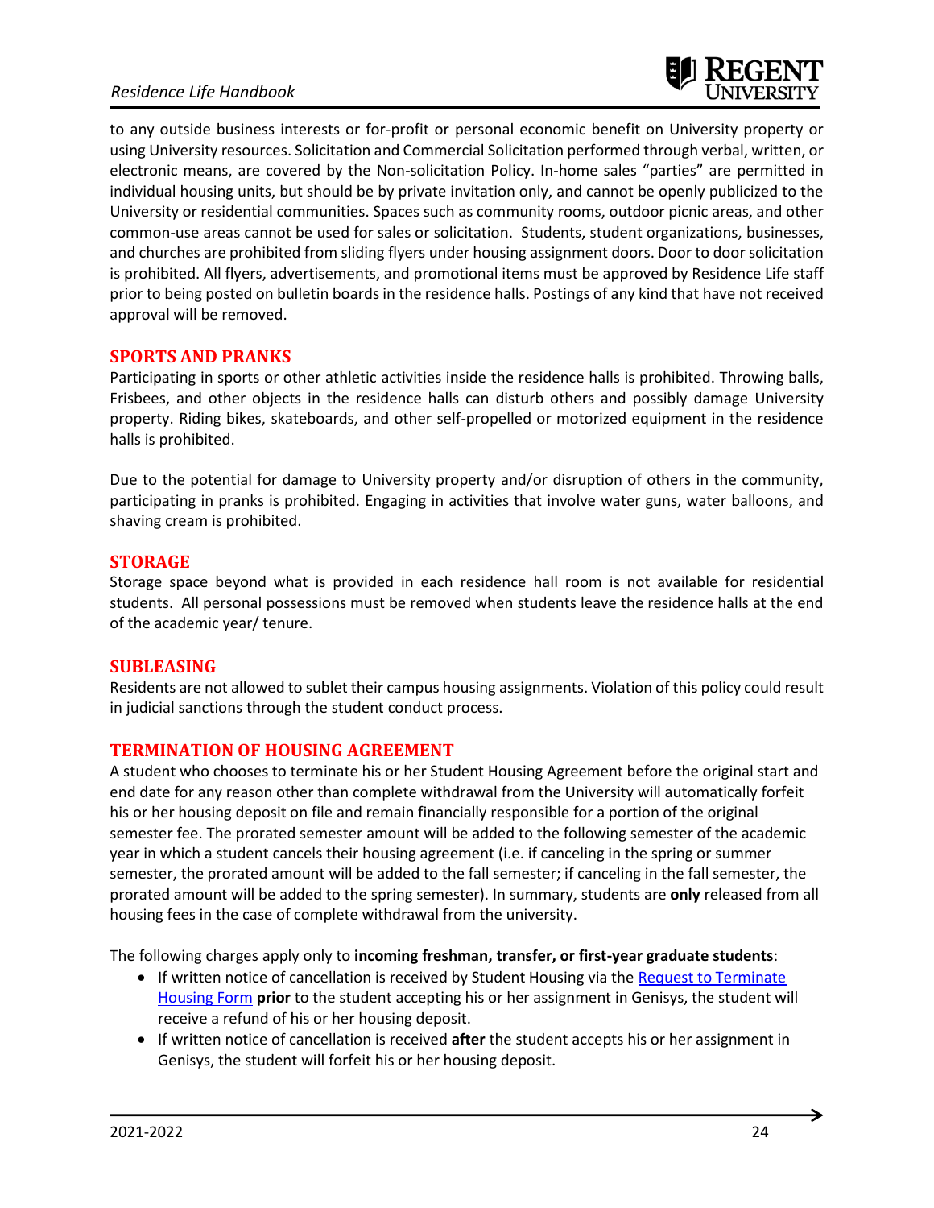to any outside business interests or for-profit or personal economic benefit on University property or using University resources. Solicitation and Commercial Solicitation performed through verbal, written, or electronic means, are covered by the Non-solicitation Policy. In-home sales "parties" are permitted in individual housing units, but should be by private invitation only, and cannot be openly publicized to the University or residential communities. Spaces such as community rooms, outdoor picnic areas, and other common-use areas cannot be used for sales or solicitation. Students, student organizations, businesses, and churches are prohibited from sliding flyers under housing assignment doors. Door to door solicitation is prohibited. All flyers, advertisements, and promotional items must be approved by Residence Life staff prior to being posted on bulletin boards in the residence halls. Postings of any kind that have not received approval will be removed.

## SPORTS AND PRANKS

Participating in sports or other athletic activities inside the residence halls is prohibited. Throwing balls, Frisbees, and other objects in the residence halls can disturb others and possibly damage University property. Riding bikes, skateboards, and other self-propelled or motorized equipment in the residence halls is prohibited.

Due to the potential for damage to University property and/or disruption of others in the community, participating in pranks is prohibited. Engaging in activities that involve water guns, water balloons, and shaving cream is prohibited.

## STORAGE

Storage space beyond what is provided in each residence hall room is not available for residential students. All personal possessions must be removed when students leave the residence halls at the end of the academic year/ tenure.

## SUBLEASING

Residents are not allowed to sublet their campus housing assignments. Violation of this policy could result in judicial sanctions through the student conduct process.

## TERMINATION OF HOUSING AGREEMENT

A student who chooses to terminate his or her Student Housing Agreement before the original start and end date for any reason other than complete withdrawal from the University will automatically forfeit his or her housing deposit on file and remain financially responsible for a portion of the original semester fee. The prorated semester amount will be added to the following semester of the academic year in which a student cancels their housing agreement (i.e. if canceling in the spring or summer semester, the prorated amount will be added to the fall semester; if canceling in the fall semester, the prorated amount will be added to the spring semester). In summary, students are **only** released from all housing fees in the case of complete withdrawal from the university.

The following charges apply only to **incoming freshman, transfer, or first-year graduate students**:

- If written notice of cancellation is received by Student Housing via the Request to Terminate Housing Form **prior** to the student accepting his or her assignment in Genisys, the student will receive a refund of his or her housing deposit.
- If written notice of cancellation is received **after** the student accepts his or her assignment in Genisys, the student will forfeit his or her housing deposit.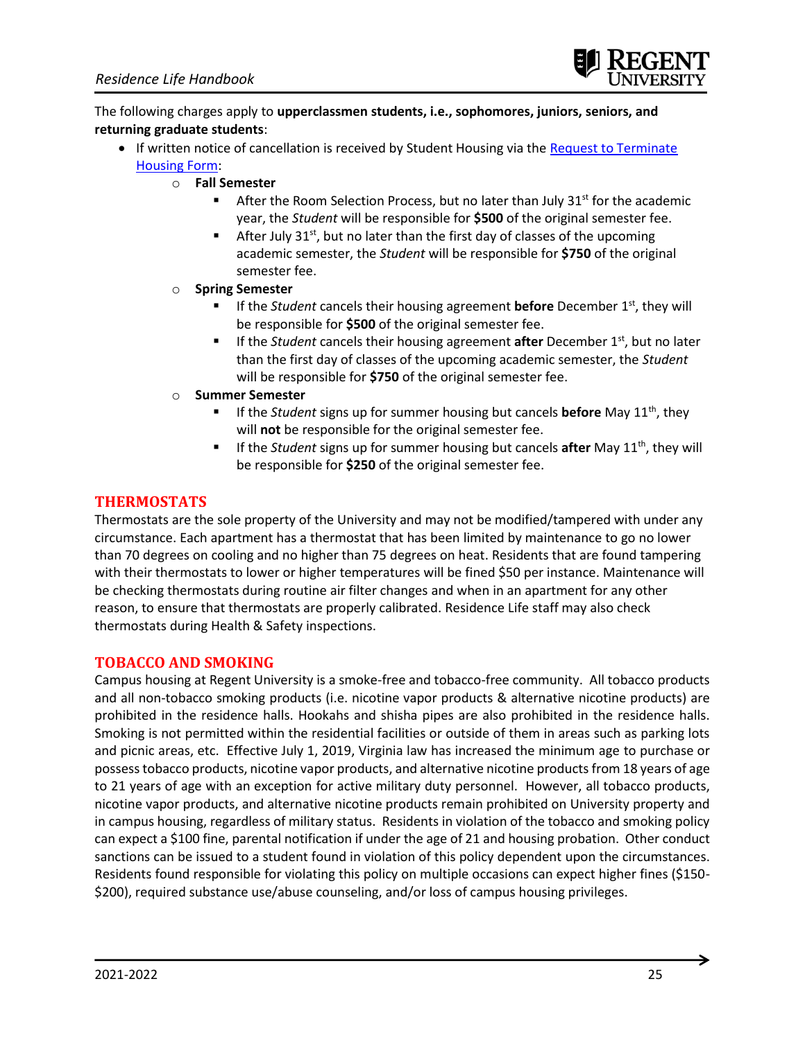The following charges apply to **upperclassmen students, i.e., sophomores, juniors, seniors, and returning graduate students**:

- If written notice of cancellation is received by Student Housing via the [Request to Terminate Housing Form](#):
  - **Fall Semester**
    - After the Room Selection Process, but no later than July 31st for the academic year, the *Student* will be responsible for **$500** of the original semester fee.
    - After July 31st, but no later than the first day of classes of the upcoming academic semester, the *Student* will be responsible for **$750** of the original semester fee.
  - **Spring Semester**
    - If the *Student* cancels their housing agreement **before** December 1st, they will be responsible for **$500** of the original semester fee.
    - If the *Student* cancels their housing agreement **after** December 1st, but no later than the first day of classes of the upcoming academic semester, the *Student* will be responsible for **$750** of the original semester fee.
  - **Summer Semester**
    - If the *Student* signs up for summer housing but cancels **before** May 11th, they will **not** be responsible for the original semester fee.
    - If the *Student* signs up for summer housing but cancels **after** May 11th, they will be responsible for **$250** of the original semester fee.

## THERMOSTATS

Thermostats are the sole property of the University and may not be modified/tampered with under any circumstance. Each apartment has a thermostat that has been limited by maintenance to go no lower than 70 degrees on cooling and no higher than 75 degrees on heat. Residents that are found tampering with their thermostats to lower or higher temperatures will be fined $50 per instance. Maintenance will be checking thermostats during routine air filter changes and when in an apartment for any other reason, to ensure that thermostats are properly calibrated. Residence Life staff may also check thermostats during Health & Safety inspections.

## TOBACCO AND SMOKING

Campus housing at Regent University is a smoke-free and tobacco-free community. All tobacco products and all non-tobacco smoking products (i.e. nicotine vapor products & alternative nicotine products) are prohibited in the residence halls. Hookahs and shisha pipes are also prohibited in the residence halls. Smoking is not permitted within the residential facilities or outside of them in areas such as parking lots and picnic areas, etc. Effective July 1, 2019, Virginia law has increased the minimum age to purchase or possess tobacco products, nicotine vapor products, and alternative nicotine products from 18 years of age to 21 years of age with an exception for active military duty personnel. However, all tobacco products, nicotine vapor products, and alternative nicotine products remain prohibited on University property and in campus housing, regardless of military status. Residents in violation of the tobacco and smoking policy can expect a $100 fine, parental notification if under the age of 21 and housing probation. Other conduct sanctions can be issued to a student found in violation of this policy dependent upon the circumstances. Residents found responsible for violating this policy on multiple occasions can expect higher fines ($150-$200), required substance use/abuse counseling, and/or loss of campus housing privileges.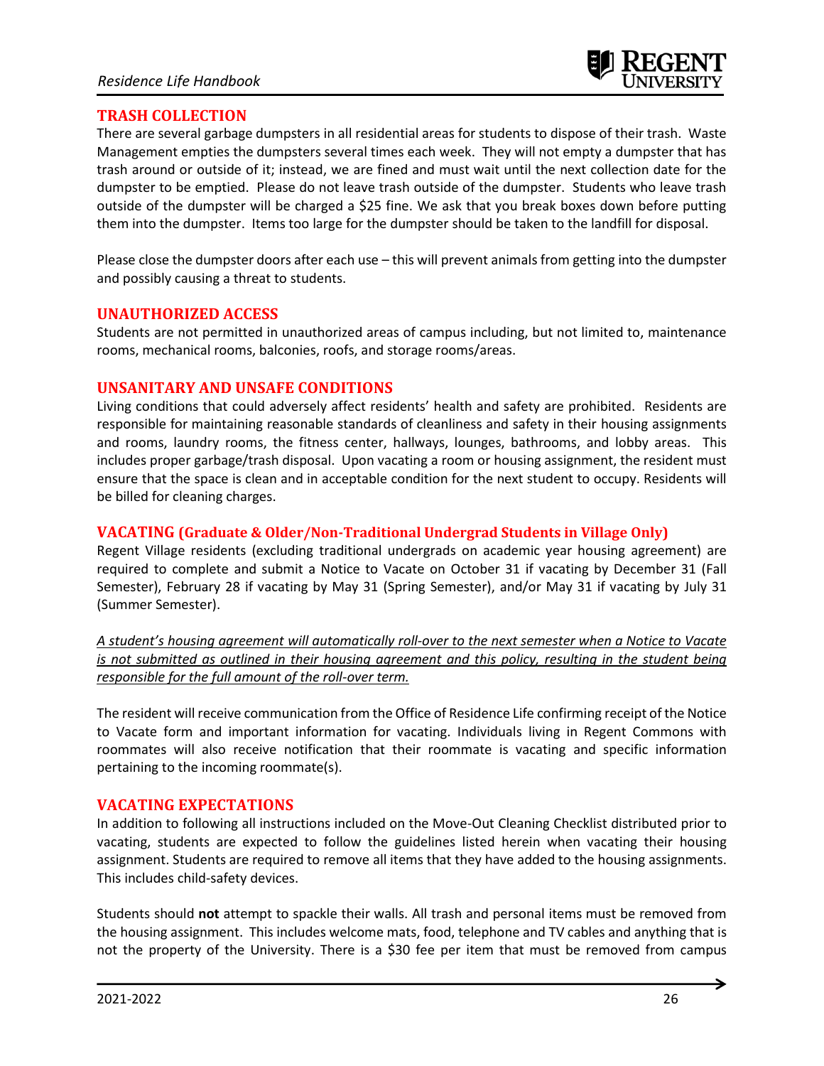## TRASH COLLECTION

There are several garbage dumpsters in all residential areas for students to dispose of their trash. Waste Management empties the dumpsters several times each week. They will not empty a dumpster that has trash around or outside of it; instead, we are fined and must wait until the next collection date for the dumpster to be emptied. Please do not leave trash outside of the dumpster. Students who leave trash outside of the dumpster will be charged a $25 fine. We ask that you break boxes down before putting them into the dumpster. Items too large for the dumpster should be taken to the landfill for disposal.

Please close the dumpster doors after each use – this will prevent animals from getting into the dumpster and possibly causing a threat to students.

## UNAUTHORIZED ACCESS

Students are not permitted in unauthorized areas of campus including, but not limited to, maintenance rooms, mechanical rooms, balconies, roofs, and storage rooms/areas.

## UNSANITARY AND UNSAFE CONDITIONS

Living conditions that could adversely affect residents' health and safety are prohibited. Residents are responsible for maintaining reasonable standards of cleanliness and safety in their housing assignments and rooms, laundry rooms, the fitness center, hallways, lounges, bathrooms, and lobby areas. This includes proper garbage/trash disposal. Upon vacating a room or housing assignment, the resident must ensure that the space is clean and in acceptable condition for the next student to occupy. Residents will be billed for cleaning charges.

## VACATING (Graduate & Older/Non-Traditional Undergrad Students in Village Only)

Regent Village residents (excluding traditional undergrads on academic year housing agreement) are required to complete and submit a Notice to Vacate on October 31 if vacating by December 31 (Fall Semester), February 28 if vacating by May 31 (Spring Semester), and/or May 31 if vacating by July 31 (Summer Semester).

*A student's housing agreement will automatically roll-over to the next semester when a Notice to Vacate is not submitted as outlined in their housing agreement and this policy, resulting in the student being responsible for the full amount of the roll-over term.*

The resident will receive communication from the Office of Residence Life confirming receipt of the Notice to Vacate form and important information for vacating. Individuals living in Regent Commons with roommates will also receive notification that their roommate is vacating and specific information pertaining to the incoming roommate(s).

## VACATING EXPECTATIONS

In addition to following all instructions included on the Move-Out Cleaning Checklist distributed prior to vacating, students are expected to follow the guidelines listed herein when vacating their housing assignment. Students are required to remove all items that they have added to the housing assignments. This includes child-safety devices.

Students should **not** attempt to spackle their walls. All trash and personal items must be removed from the housing assignment. This includes welcome mats, food, telephone and TV cables and anything that is not the property of the University. There is a $30 fee per item that must be removed from campus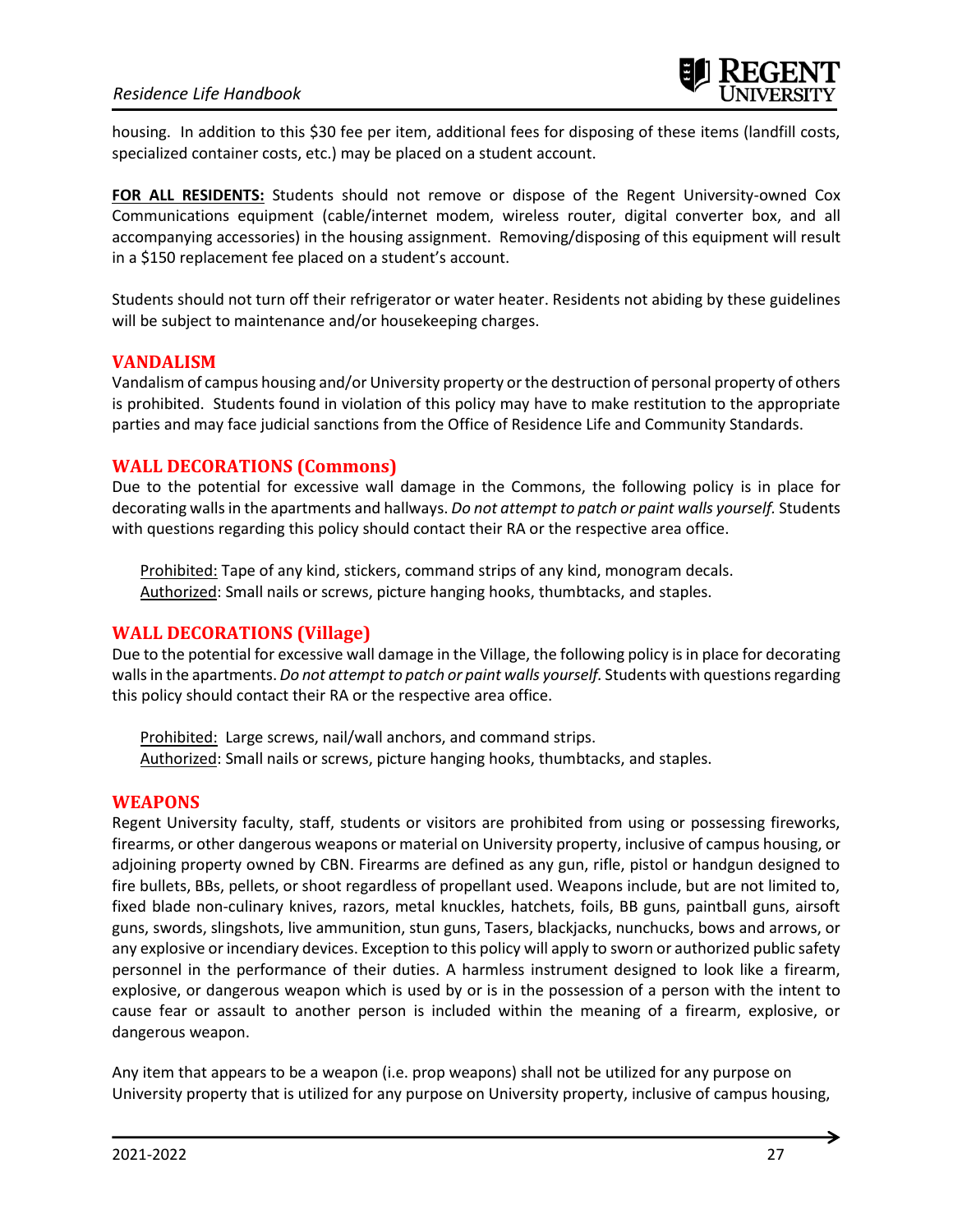housing. In addition to this $30 fee per item, additional fees for disposing of these items (landfill costs, specialized container costs, etc.) may be placed on a student account.

**FOR ALL RESIDENTS:** Students should not remove or dispose of the Regent University-owned Cox Communications equipment (cable/internet modem, wireless router, digital converter box, and all accompanying accessories) in the housing assignment. Removing/disposing of this equipment will result in a $150 replacement fee placed on a student's account.

Students should not turn off their refrigerator or water heater. Residents not abiding by these guidelines will be subject to maintenance and/or housekeeping charges.

## VANDALISM

Vandalism of campus housing and/or University property or the destruction of personal property of others is prohibited. Students found in violation of this policy may have to make restitution to the appropriate parties and may face judicial sanctions from the Office of Residence Life and Community Standards.

## WALL DECORATIONS (Commons)

Due to the potential for excessive wall damage in the Commons, the following policy is in place for decorating walls in the apartments and hallways. *Do not attempt to patch or paint walls yourself.* Students with questions regarding this policy should contact their RA or the respective area office.

Prohibited: Tape of any kind, stickers, command strips of any kind, monogram decals.
Authorized: Small nails or screws, picture hanging hooks, thumbtacks, and staples.

## WALL DECORATIONS (Village)

Due to the potential for excessive wall damage in the Village, the following policy is in place for decorating walls in the apartments. *Do not attempt to patch or paint walls yourself.* Students with questions regarding this policy should contact their RA or the respective area office.

Prohibited: Large screws, nail/wall anchors, and command strips.
Authorized: Small nails or screws, picture hanging hooks, thumbtacks, and staples.

## WEAPONS

Regent University faculty, staff, students or visitors are prohibited from using or possessing fireworks, firearms, or other dangerous weapons or material on University property, inclusive of campus housing, or adjoining property owned by CBN. Firearms are defined as any gun, rifle, pistol or handgun designed to fire bullets, BBs, pellets, or shoot regardless of propellant used. Weapons include, but are not limited to, fixed blade non-culinary knives, razors, metal knuckles, hatchets, foils, BB guns, paintball guns, airsoft guns, swords, slingshots, live ammunition, stun guns, Tasers, blackjacks, nunchucks, bows and arrows, or any explosive or incendiary devices. Exception to this policy will apply to sworn or authorized public safety personnel in the performance of their duties. A harmless instrument designed to look like a firearm, explosive, or dangerous weapon which is used by or is in the possession of a person with the intent to cause fear or assault to another person is included within the meaning of a firearm, explosive, or dangerous weapon.

Any item that appears to be a weapon (i.e. prop weapons) shall not be utilized for any purpose on University property that is utilized for any purpose on University property, inclusive of campus housing,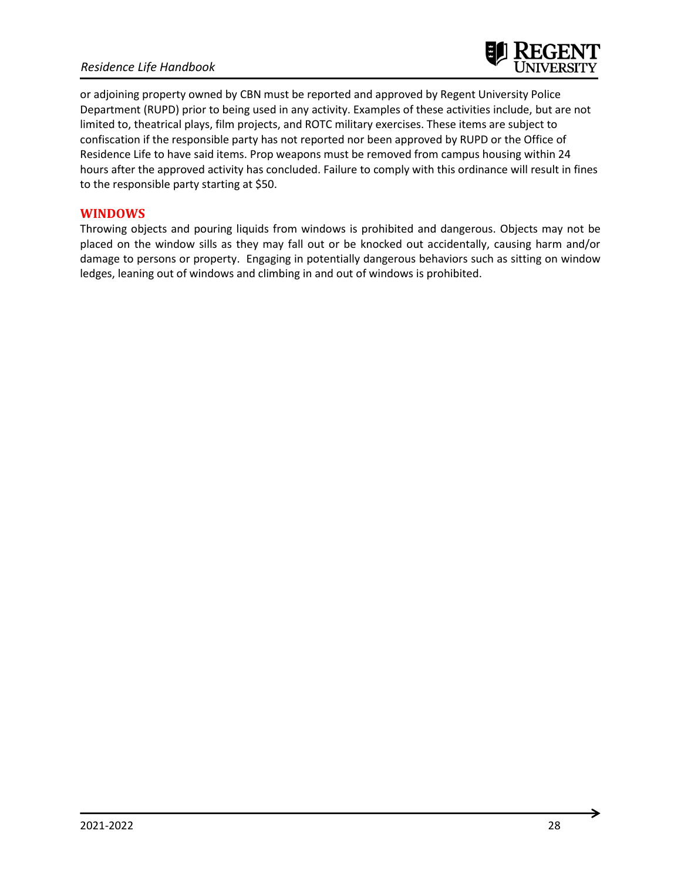or adjoining property owned by CBN must be reported and approved by Regent University Police Department (RUPD) prior to being used in any activity. Examples of these activities include, but are not limited to, theatrical plays, film projects, and ROTC military exercises. These items are subject to confiscation if the responsible party has not reported nor been approved by RUPD or the Office of Residence Life to have said items. Prop weapons must be removed from campus housing within 24 hours after the approved activity has concluded. Failure to comply with this ordinance will result in fines to the responsible party starting at $50.

## WINDOWS

Throwing objects and pouring liquids from windows is prohibited and dangerous. Objects may not be placed on the window sills as they may fall out or be knocked out accidentally, causing harm and/or damage to persons or property. Engaging in potentially dangerous behaviors such as sitting on window ledges, leaning out of windows and climbing in and out of windows is prohibited.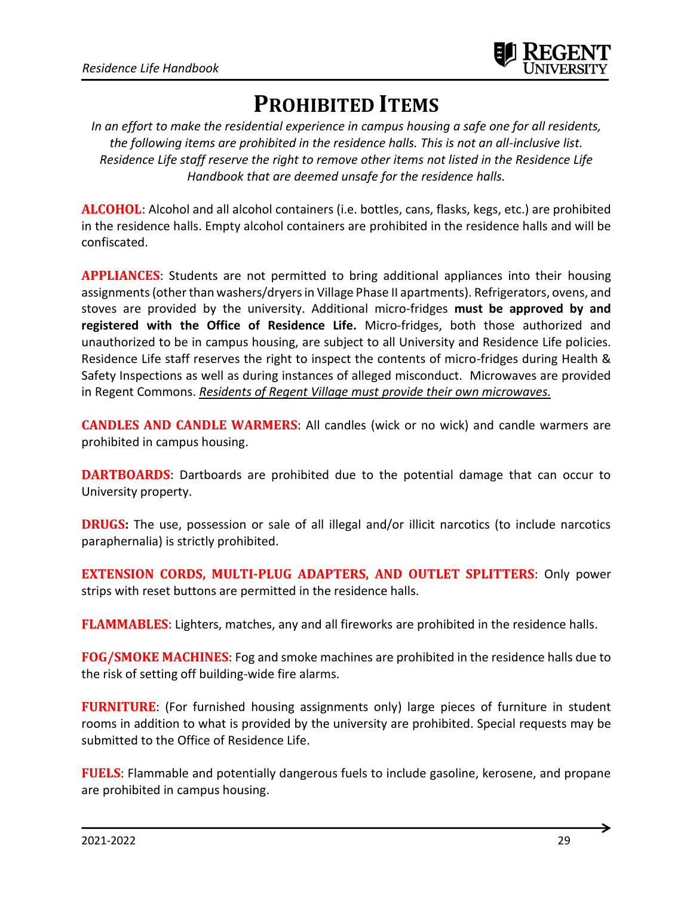# PROHIBITED ITEMS

*In an effort to make the residential experience in campus housing a safe one for all residents, the following items are prohibited in the residence halls. This is not an all-inclusive list. Residence Life staff reserve the right to remove other items not listed in the Residence Life Handbook that are deemed unsafe for the residence halls.*

**ALCOHOL**: Alcohol and all alcohol containers (i.e. bottles, cans, flasks, kegs, etc.) are prohibited in the residence halls. Empty alcohol containers are prohibited in the residence halls and will be confiscated.

**APPLIANCES**: Students are not permitted to bring additional appliances into their housing assignments (other than washers/dryers in Village Phase II apartments). Refrigerators, ovens, and stoves are provided by the university. Additional micro-fridges **must be approved by and registered with the Office of Residence Life.** Micro-fridges, both those authorized and unauthorized to be in campus housing, are subject to all University and Residence Life policies. Residence Life staff reserves the right to inspect the contents of micro-fridges during Health & Safety Inspections as well as during instances of alleged misconduct. Microwaves are provided in Regent Commons. *Residents of Regent Village must provide their own microwaves.*

**CANDLES AND CANDLE WARMERS**: All candles (wick or no wick) and candle warmers are prohibited in campus housing.

**DARTBOARDS**: Dartboards are prohibited due to the potential damage that can occur to University property.

**DRUGS:** The use, possession or sale of all illegal and/or illicit narcotics (to include narcotics paraphernalia) is strictly prohibited.

**EXTENSION CORDS, MULTI-PLUG ADAPTERS, AND OUTLET SPLITTERS**: Only power strips with reset buttons are permitted in the residence halls.

**FLAMMABLES**: Lighters, matches, any and all fireworks are prohibited in the residence halls.

**FOG/SMOKE MACHINES**: Fog and smoke machines are prohibited in the residence halls due to the risk of setting off building-wide fire alarms.

**FURNITURE**: (For furnished housing assignments only) large pieces of furniture in student rooms in addition to what is provided by the university are prohibited. Special requests may be submitted to the Office of Residence Life.

**FUELS**: Flammable and potentially dangerous fuels to include gasoline, kerosene, and propane are prohibited in campus housing.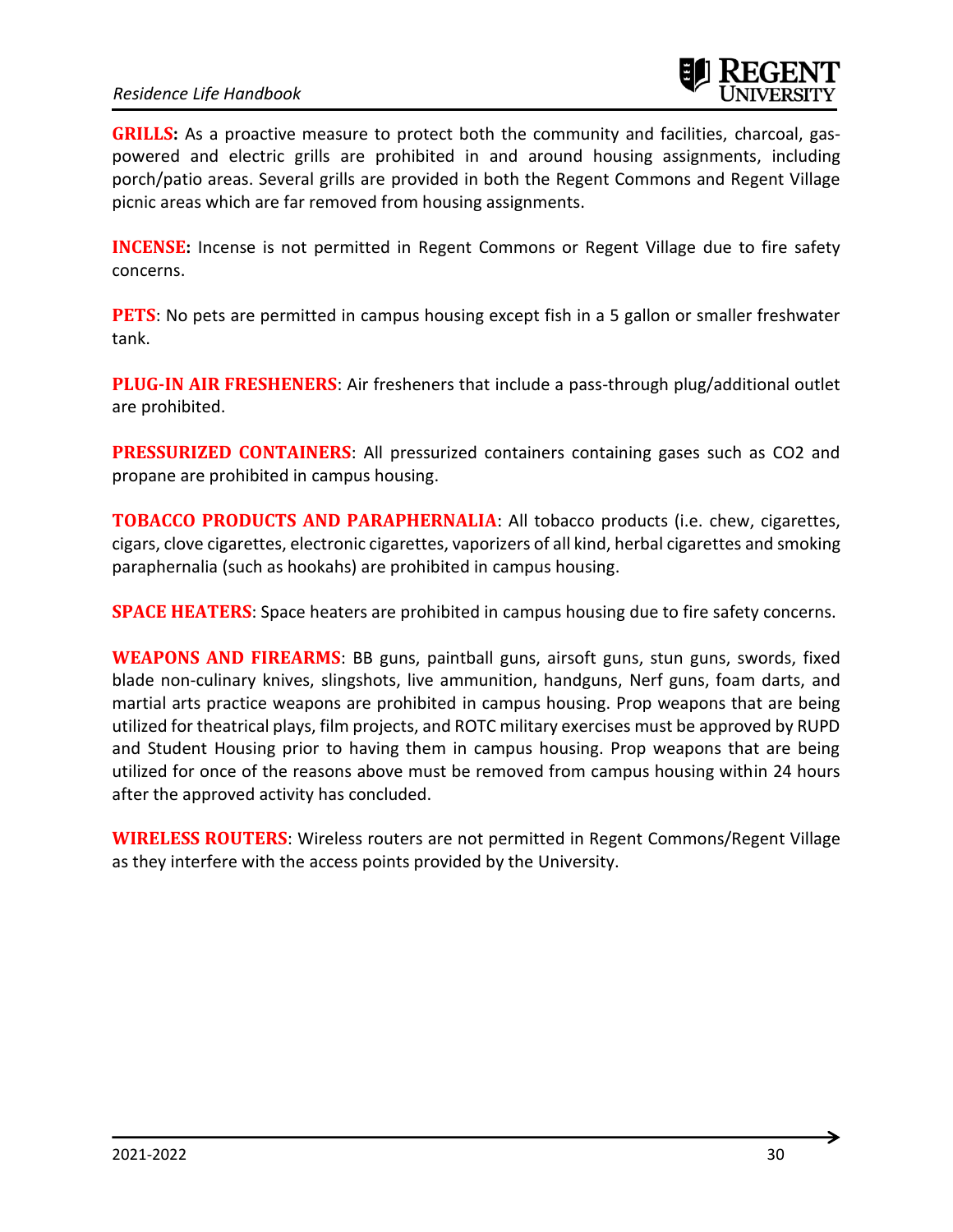**GRILLS:** As a proactive measure to protect both the community and facilities, charcoal, gas-powered and electric grills are prohibited in and around housing assignments, including porch/patio areas. Several grills are provided in both the Regent Commons and Regent Village picnic areas which are far removed from housing assignments.

**INCENSE:** Incense is not permitted in Regent Commons or Regent Village due to fire safety concerns.

**PETS**: No pets are permitted in campus housing except fish in a 5 gallon or smaller freshwater tank.

**PLUG-IN AIR FRESHENERS**: Air fresheners that include a pass-through plug/additional outlet are prohibited.

**PRESSURIZED CONTAINERS**: All pressurized containers containing gases such as $CO_2$ and propane are prohibited in campus housing.

**TOBACCO PRODUCTS AND PARAPHERNALIA**: All tobacco products (i.e. chew, cigarettes, cigars, clove cigarettes, electronic cigarettes, vaporizers of all kind, herbal cigarettes and smoking paraphernalia (such as hookahs) are prohibited in campus housing.

**SPACE HEATERS**: Space heaters are prohibited in campus housing due to fire safety concerns.

**WEAPONS AND FIREARMS**: BB guns, paintball guns, airsoft guns, stun guns, swords, fixed blade non-culinary knives, slingshots, live ammunition, handguns, Nerf guns, foam darts, and martial arts practice weapons are prohibited in campus housing. Prop weapons that are being utilized for theatrical plays, film projects, and ROTC military exercises must be approved by RUPD and Student Housing prior to having them in campus housing. Prop weapons that are being utilized for once of the reasons above must be removed from campus housing within 24 hours after the approved activity has concluded.

**WIRELESS ROUTERS**: Wireless routers are not permitted in Regent Commons/Regent Village as they interfere with the access points provided by the University.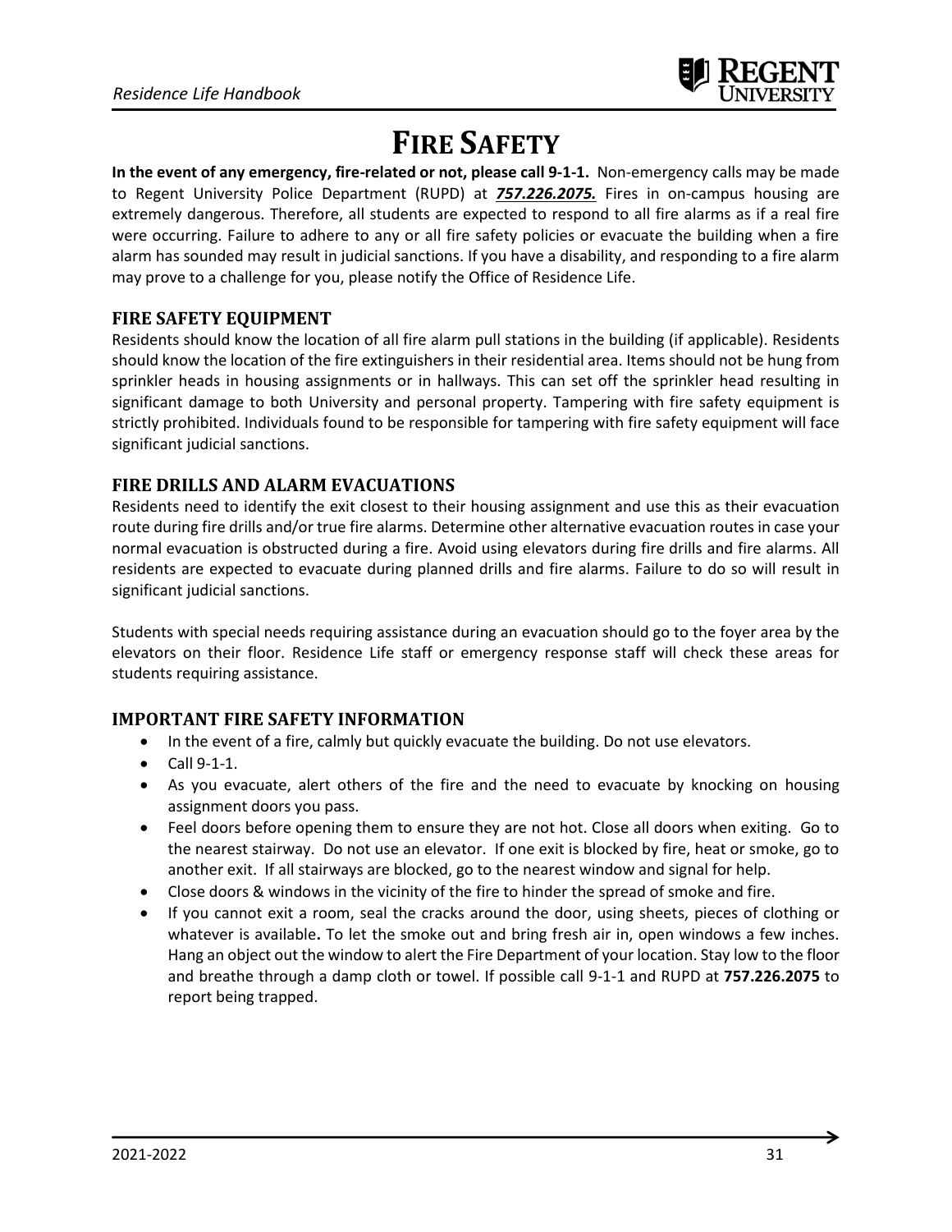# FIRE SAFETY

**In the event of any emergency, fire-related or not, please call 9-1-1.** Non-emergency calls may be made to Regent University Police Department (RUPD) at ***757.226.2075.*** Fires in on-campus housing are extremely dangerous. Therefore, all students are expected to respond to all fire alarms as if a real fire were occurring. Failure to adhere to any or all fire safety policies or evacuate the building when a fire alarm has sounded may result in judicial sanctions. If you have a disability, and responding to a fire alarm may prove to a challenge for you, please notify the Office of Residence Life.

## FIRE SAFETY EQUIPMENT

Residents should know the location of all fire alarm pull stations in the building (if applicable). Residents should know the location of the fire extinguishers in their residential area. Items should not be hung from sprinkler heads in housing assignments or in hallways. This can set off the sprinkler head resulting in significant damage to both University and personal property. Tampering with fire safety equipment is strictly prohibited. Individuals found to be responsible for tampering with fire safety equipment will face significant judicial sanctions.

## FIRE DRILLS AND ALARM EVACUATIONS

Residents need to identify the exit closest to their housing assignment and use this as their evacuation route during fire drills and/or true fire alarms. Determine other alternative evacuation routes in case your normal evacuation is obstructed during a fire. Avoid using elevators during fire drills and fire alarms. All residents are expected to evacuate during planned drills and fire alarms. Failure to do so will result in significant judicial sanctions.

Students with special needs requiring assistance during an evacuation should go to the foyer area by the elevators on their floor. Residence Life staff or emergency response staff will check these areas for students requiring assistance.

## IMPORTANT FIRE SAFETY INFORMATION

- In the event of a fire, calmly but quickly evacuate the building. Do not use elevators.
- Call 9-1-1.
- As you evacuate, alert others of the fire and the need to evacuate by knocking on housing assignment doors you pass.
- Feel doors before opening them to ensure they are not hot. Close all doors when exiting. Go to the nearest stairway. Do not use an elevator. If one exit is blocked by fire, heat or smoke, go to another exit. If all stairways are blocked, go to the nearest window and signal for help.
- Close doors & windows in the vicinity of the fire to hinder the spread of smoke and fire.
- If you cannot exit a room, seal the cracks around the door, using sheets, pieces of clothing or whatever is available**.** To let the smoke out and bring fresh air in, open windows a few inches. Hang an object out the window to alert the Fire Department of your location. Stay low to the floor and breathe through a damp cloth or towel. If possible call 9-1-1 and RUPD at **757.226.2075** to report being trapped.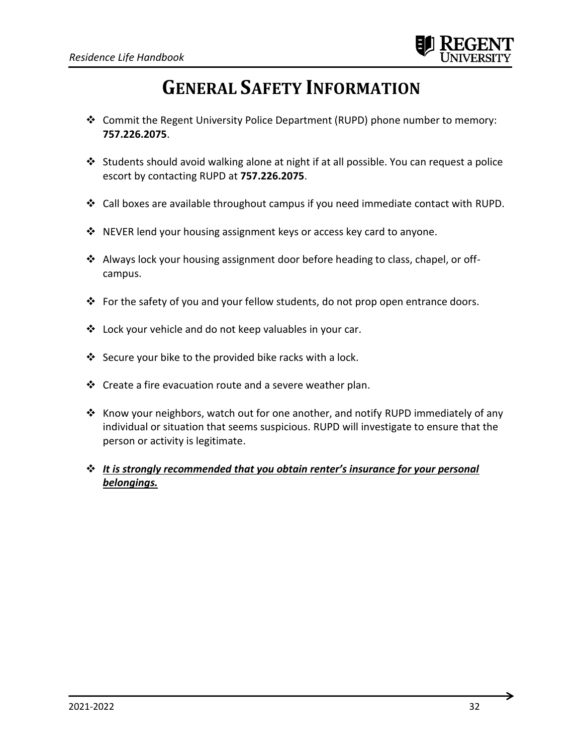# GENERAL SAFETY INFORMATION

- Commit the Regent University Police Department (RUPD) phone number to memory: **757.226.2075**.

- Students should avoid walking alone at night if at all possible. You can request a police escort by contacting RUPD at **757.226.2075**.

- Call boxes are available throughout campus if you need immediate contact with RUPD.

- NEVER lend your housing assignment keys or access key card to anyone.

- Always lock your housing assignment door before heading to class, chapel, or off-campus.

- For the safety of you and your fellow students, do not prop open entrance doors.

- Lock your vehicle and do not keep valuables in your car.

- Secure your bike to the provided bike racks with a lock.

- Create a fire evacuation route and a severe weather plan.

- Know your neighbors, watch out for one another, and notify RUPD immediately of any individual or situation that seems suspicious. RUPD will investigate to ensure that the person or activity is legitimate.

- ***<u>It is strongly recommended that you obtain renter's insurance for your personal belongings.</u>***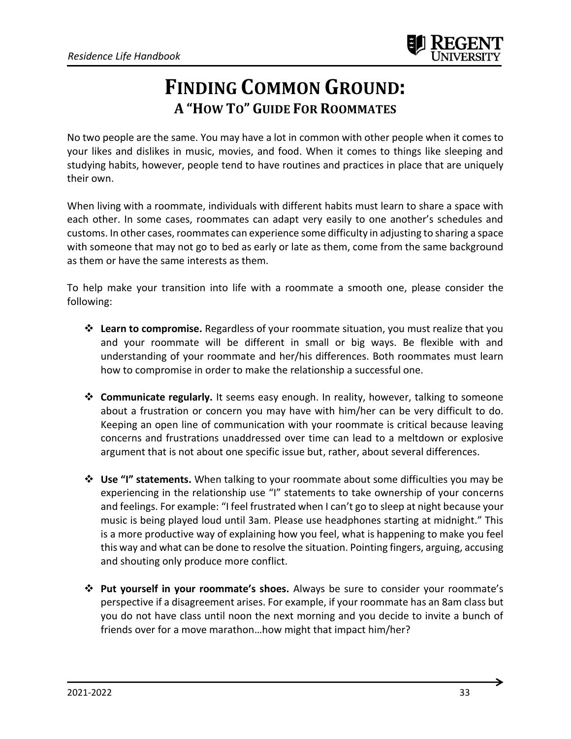# FINDING COMMON GROUND:
## A "HOW TO" GUIDE FOR ROOMMATES

No two people are the same. You may have a lot in common with other people when it comes to your likes and dislikes in music, movies, and food. When it comes to things like sleeping and studying habits, however, people tend to have routines and practices in place that are uniquely their own.

When living with a roommate, individuals with different habits must learn to share a space with each other. In some cases, roommates can adapt very easily to one another's schedules and customs. In other cases, roommates can experience some difficulty in adjusting to sharing a space with someone that may not go to bed as early or late as them, come from the same background as them or have the same interests as them.

To help make your transition into life with a roommate a smooth one, please consider the following:

- **Learn to compromise.** Regardless of your roommate situation, you must realize that you and your roommate will be different in small or big ways. Be flexible with and understanding of your roommate and her/his differences. Both roommates must learn how to compromise in order to make the relationship a successful one.

- **Communicate regularly.** It seems easy enough. In reality, however, talking to someone about a frustration or concern you may have with him/her can be very difficult to do. Keeping an open line of communication with your roommate is critical because leaving concerns and frustrations unaddressed over time can lead to a meltdown or explosive argument that is not about one specific issue but, rather, about several differences.

- **Use "I" statements.** When talking to your roommate about some difficulties you may be experiencing in the relationship use "I" statements to take ownership of your concerns and feelings. For example: "I feel frustrated when I can't go to sleep at night because your music is being played loud until 3am. Please use headphones starting at midnight." This is a more productive way of explaining how you feel, what is happening to make you feel this way and what can be done to resolve the situation. Pointing fingers, arguing, accusing and shouting only produce more conflict.

- **Put yourself in your roommate's shoes.** Always be sure to consider your roommate's perspective if a disagreement arises. For example, if your roommate has an 8am class but you do not have class until noon the next morning and you decide to invite a bunch of friends over for a move marathon…how might that impact him/her?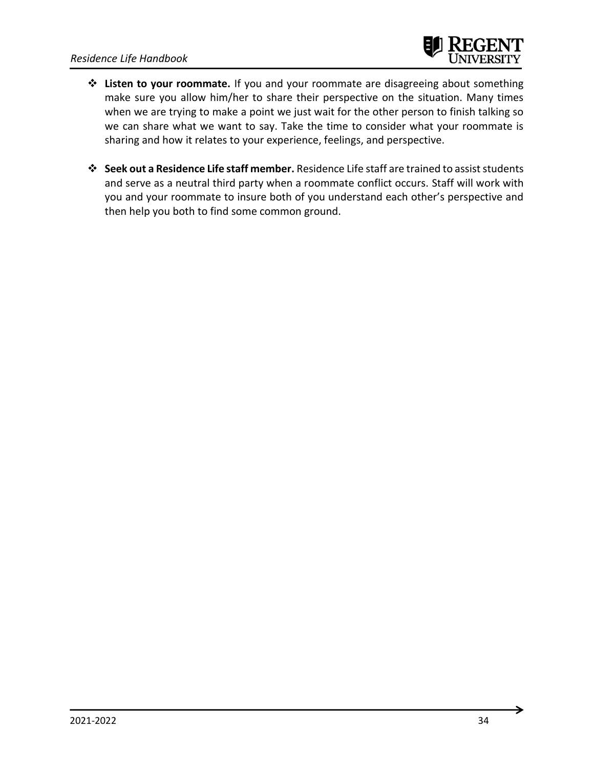- **Listen to your roommate.** If you and your roommate are disagreeing about something make sure you allow him/her to share their perspective on the situation. Many times when we are trying to make a point we just wait for the other person to finish talking so we can share what we want to say. Take the time to consider what your roommate is sharing and how it relates to your experience, feelings, and perspective.

- **Seek out a Residence Life staff member.** Residence Life staff are trained to assist students and serve as a neutral third party when a roommate conflict occurs. Staff will work with you and your roommate to insure both of you understand each other's perspective and then help you both to find some common ground.